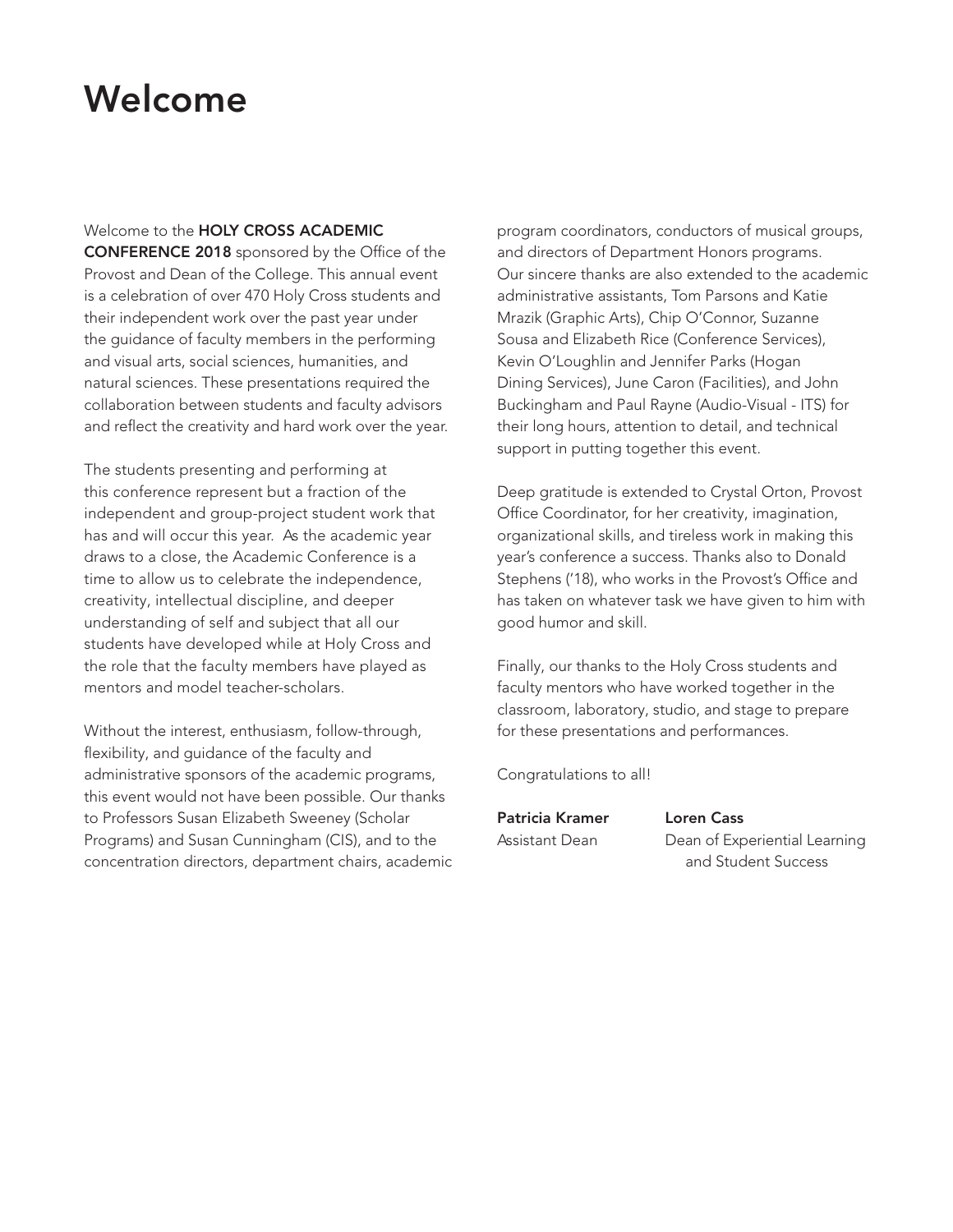# Welcome

Welcome to the **HOLY CROSS ACADEMIC CONFERENCE 2018** sponsored by the Office of the Provost and Dean of the College. This annual event is a celebration of over 470 Holy Cross students and their independent work over the past year under the guidance of faculty members in the performing and visual arts, social sciences, humanities, and natural sciences. These presentations required the collaboration between students and faculty advisors and reflect the creativity and hard work over the year.

The students presenting and performing at this conference represent but a fraction of the independent and group-project student work that has and will occur this year. As the academic year draws to a close, the Academic Conference is a time to allow us to celebrate the independence, creativity, intellectual discipline, and deeper understanding of self and subject that all our students have developed while at Holy Cross and the role that the faculty members have played as mentors and model teacher-scholars.

Without the interest, enthusiasm, follow-through, flexibility, and guidance of the faculty and administrative sponsors of the academic programs, this event would not have been possible. Our thanks to Professors Susan Elizabeth Sweeney (Scholar Programs) and Susan Cunningham (CIS), and to the concentration directors, department chairs, academic program coordinators, conductors of musical groups, and directors of Department Honors programs. Our sincere thanks are also extended to the academic administrative assistants, Tom Parsons and Katie Mrazik (Graphic Arts), Chip O'Connor, Suzanne Sousa and Elizabeth Rice (Conference Services), Kevin O'Loughlin and Jennifer Parks (Hogan Dining Services), June Caron (Facilities), and John Buckingham and Paul Rayne (Audio-Visual - ITS) for their long hours, attention to detail, and technical support in putting together this event.

Deep gratitude is extended to Crystal Orton, Provost Office Coordinator, for her creativity, imagination, organizational skills, and tireless work in making this year's conference a success. Thanks also to Donald Stephens ('18), who works in the Provost's Office and has taken on whatever task we have given to him with good humor and skill.

Finally, our thanks to the Holy Cross students and faculty mentors who have worked together in the classroom, laboratory, studio, and stage to prepare for these presentations and performances.

Congratulations to all!

**Patricia Kramer**
Assistant Dean

**Loren Cass**
Dean of Experiential Learning and Student Success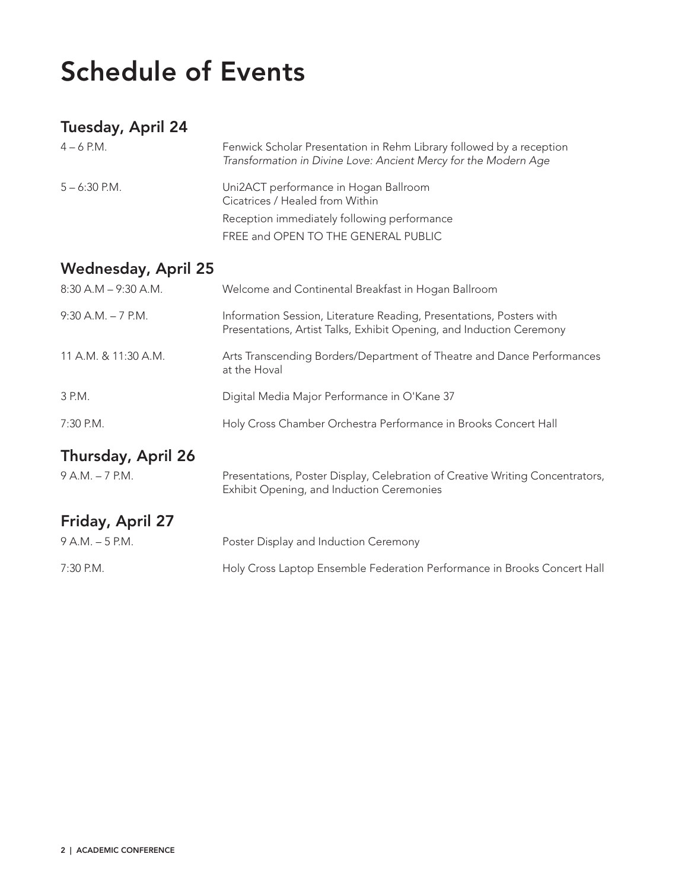# Schedule of Events

## Tuesday, April 24

| | |
|---|---|
| 4 – 6 P.M. | Fenwick Scholar Presentation in Rehm Library followed by a reception<br>*Transformation in Divine Love: Ancient Mercy for the Modern Age* |
| 5 – 6:30 P.M. | Uni2ACT performance in Hogan Ballroom<br>Cicatrices / Healed from Within<br>Reception immediately following performance<br>FREE and OPEN TO THE GENERAL PUBLIC |

## Wednesday, April 25

| | |
|---|---|
| 8:30 A.M – 9:30 A.M. | Welcome and Continental Breakfast in Hogan Ballroom |
| 9:30 A.M. – 7 P.M. | Information Session, Literature Reading, Presentations, Posters with Presentations, Artist Talks, Exhibit Opening, and Induction Ceremony |
| 11 A.M. & 11:30 A.M. | Arts Transcending Borders/Department of Theatre and Dance Performances at the Hoval |
| 3 P.M. | Digital Media Major Performance in O'Kane 37 |
| 7:30 P.M. | Holy Cross Chamber Orchestra Performance in Brooks Concert Hall |

## Thursday, April 26

| | |
|---|---|
| 9 A.M. – 7 P.M. | Presentations, Poster Display, Celebration of Creative Writing Concentrators, Exhibit Opening, and Induction Ceremonies |

## Friday, April 27

| | |
|---|---|
| 9 A.M. – 5 P.M. | Poster Display and Induction Ceremony |
| 7:30 P.M. | Holy Cross Laptop Ensemble Federation Performance in Brooks Concert Hall |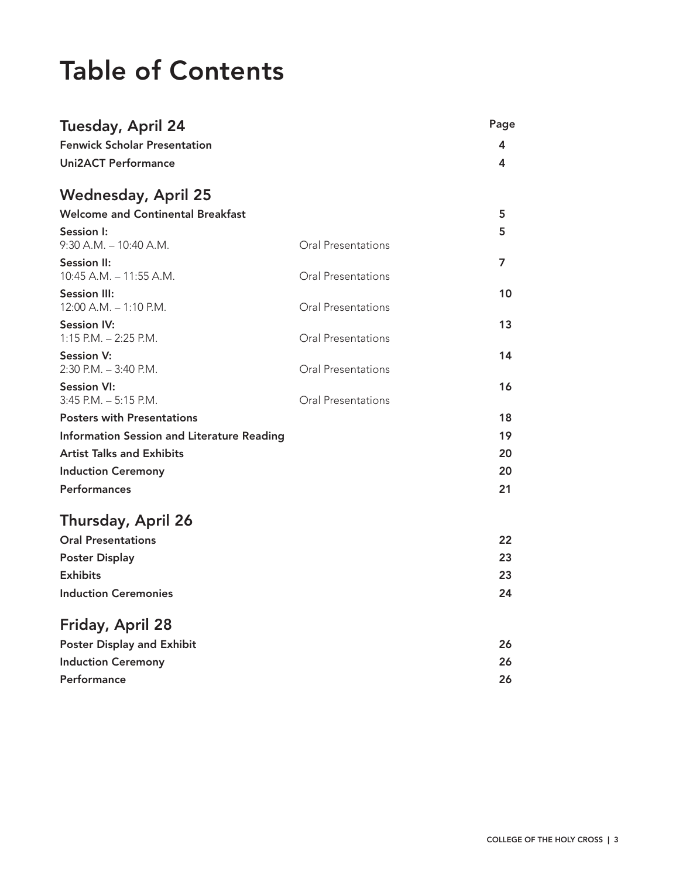# Table of Contents

| Tuesday, April 24 | | Page |
|---|---|---|
| **Fenwick Scholar Presentation** | | 4 |
| **Uni2ACT Performance** | | 4 |
| **Wednesday, April 25** | | |
| **Welcome and Continental Breakfast** | | 5 |
| **Session I:** 9:30 A.M. – 10:40 A.M. | Oral Presentations | 5 |
| **Session II:** 10:45 A.M. – 11:55 A.M. | Oral Presentations | 7 |
| **Session III:** 12:00 A.M. – 1:10 P.M. | Oral Presentations | 10 |
| **Session IV:** 1:15 P.M. – 2:25 P.M. | Oral Presentations | 13 |
| **Session V:** 2:30 P.M. – 3:40 P.M. | Oral Presentations | 14 |
| **Session VI:** 3:45 P.M. – 5:15 P.M. | Oral Presentations | 16 |
| **Posters with Presentations** | | 18 |
| **Information Session and Literature Reading** | | 19 |
| **Artist Talks and Exhibits** | | 20 |
| **Induction Ceremony** | | 20 |
| **Performances** | | 21 |
| **Thursday, April 26** | | |
| **Oral Presentations** | | 22 |
| **Poster Display** | | 23 |
| **Exhibits** | | 23 |
| **Induction Ceremonies** | | 24 |
| **Friday, April 28** | | |
| **Poster Display and Exhibit** | | 26 |
| **Induction Ceremony** | | 26 |
| **Performance** | | 26 |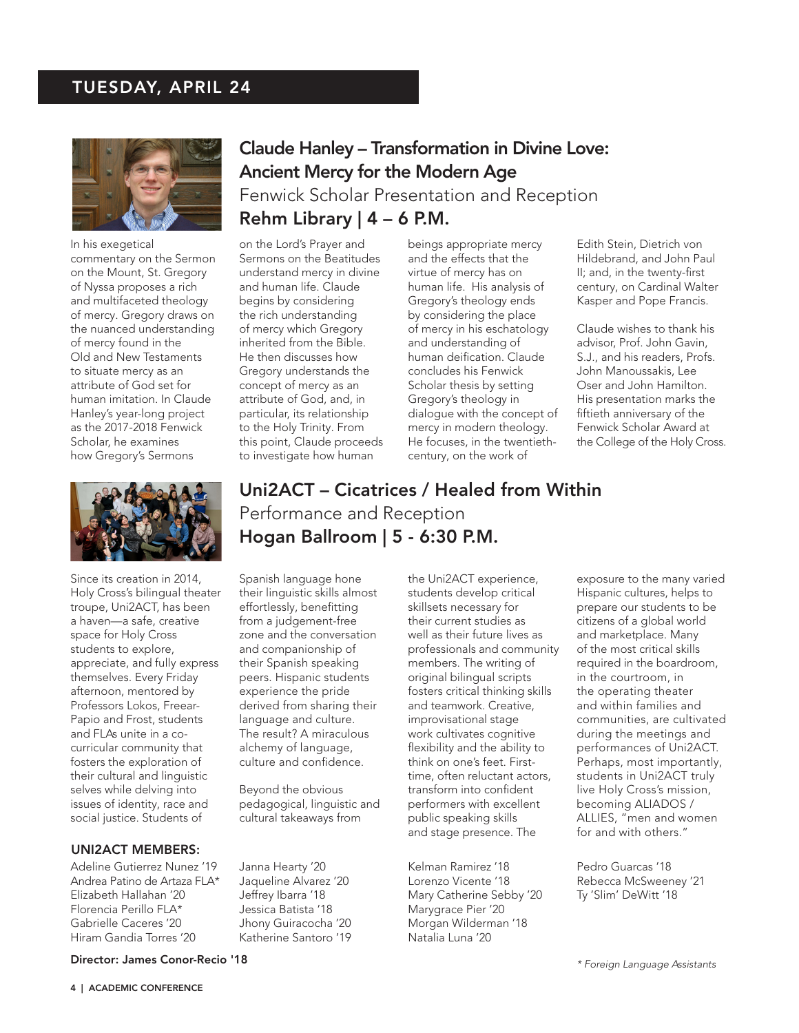## TUESDAY, APRIL 24

### Claude Hanley – Transformation in Divine Love: Ancient Mercy for the Modern Age

Fenwick Scholar Presentation and Reception

**Rehm Library | 4 – 6 P.M.**

In his exegetical commentary on the Sermon on the Mount, St. Gregory of Nyssa proposes a rich and multifaceted theology of mercy. Gregory draws on the nuanced understanding of mercy found in the Old and New Testaments to situate mercy as an attribute of God set for human imitation. In Claude Hanley's year-long project as the 2017-2018 Fenwick Scholar, he examines how Gregory's Sermons on the Lord's Prayer and Sermons on the Beatitudes understand mercy in divine and human life. Claude begins by considering the rich understanding of mercy which Gregory inherited from the Bible. He then discusses how Gregory understands the concept of mercy as an attribute of God, and, in particular, its relationship to the Holy Trinity. From this point, Claude proceeds to investigate how human beings appropriate mercy and the effects that the virtue of mercy has on human life. His analysis of Gregory's theology ends by considering the place of mercy in his eschatology and understanding of human deification. Claude concludes his Fenwick Scholar thesis by setting Gregory's theology in dialogue with the concept of mercy in modern theology. He focuses, in the twentieth-century, on the work of Edith Stein, Dietrich von Hildebrand, and John Paul II; and, in the twenty-first century, on Cardinal Walter Kasper and Pope Francis.

Claude wishes to thank his advisor, Prof. John Gavin, S.J., and his readers, Profs. John Manoussakis, Lee Oser and John Hamilton. His presentation marks the fiftieth anniversary of the Fenwick Scholar Award at the College of the Holy Cross.

### Uni2ACT – Cicatrices / Healed from Within

Performance and Reception

**Hogan Ballroom | 5 - 6:30 P.M.**

Since its creation in 2014, Holy Cross's bilingual theater troupe, Uni2ACT, has been a haven—a safe, creative space for Holy Cross students to explore, appreciate, and fully express themselves. Every Friday afternoon, mentored by Professors Lokos, Freear-Papio and Frost, students and FLAs unite in a co-curricular community that fosters the exploration of their cultural and linguistic selves while delving into issues of identity, race and social justice. Students of Spanish language hone their linguistic skills almost effortlessly, benefitting from a judgement-free zone and the conversation and companionship of their Spanish speaking peers. Hispanic students experience the pride derived from sharing their language and culture. The result? A miraculous alchemy of language, culture and confidence.

Beyond the obvious pedagogical, linguistic and cultural takeaways from the Uni2ACT experience, students develop critical skillsets necessary for their current studies as well as their future lives as professionals and community members. The writing of original bilingual scripts fosters critical thinking skills and teamwork. Creative, improvisational stage work cultivates cognitive flexibility and the ability to think on one's feet. First-time, often reluctant actors, transform into confident performers with excellent public speaking skills and stage presence. The exposure to the many varied Hispanic cultures, helps to prepare our students to be citizens of a global world and marketplace. Many of the most critical skills required in the boardroom, in the courtroom, in the operating theater and within families and communities, are cultivated during the meetings and performances of Uni2ACT. Perhaps, most importantly, students in Uni2ACT truly live Holy Cross's mission, becoming ALIADOS / ALLIES, "men and women for and with others."

**UNI2ACT MEMBERS:**

Adeline Gutierrez Nunez '19
Andrea Patino de Artaza FLA*
Elizabeth Hallahan '20
Florencia Perillo FLA*
Gabrielle Caceres '20
Hiram Gandia Torres '20
Janna Hearty '20
Jaqueline Alvarez '20
Jeffrey Ibarra '18
Jessica Batista '18
Jhony Guiracocha '20
Katherine Santoro '19
Kelman Ramirez '18
Lorenzo Vicente '18
Mary Catherine Sebby '20
Marygrace Pier '20
Morgan Wilderman '18
Natalia Luna '20
Pedro Guarcas '18
Rebecca McSweeney '21
Ty 'Slim' DeWitt '18

**Director: James Conor-Recio '18**

*\* Foreign Language Assistants*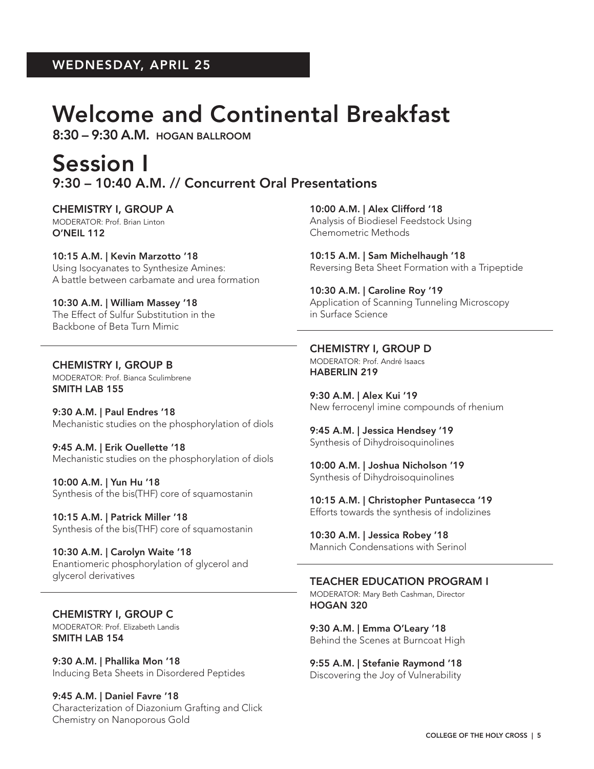**WEDNESDAY, APRIL 25**

# Welcome and Continental Breakfast

**8:30 – 9:30 A.M.** HOGAN BALLROOM

# Session I

## 9:30 – 10:40 A.M. // Concurrent Oral Presentations

### CHEMISTRY I, GROUP A

MODERATOR: Prof. Brian Linton
**O'NEIL 112**

**10:15 A.M. | Kevin Marzotto '18**
Using Isocyanates to Synthesize Amines: A battle between carbamate and urea formation

**10:30 A.M. | William Massey '18**
The Effect of Sulfur Substitution in the Backbone of Beta Turn Mimic

### CHEMISTRY I, GROUP B

MODERATOR: Prof. Bianca Sculimbrene
**SMITH LAB 155**

**9:30 A.M. | Paul Endres '18**
Mechanistic studies on the phosphorylation of diols

**9:45 A.M. | Erik Ouellette '18**
Mechanistic studies on the phosphorylation of diols

**10:00 A.M. | Yun Hu '18**
Synthesis of the bis(THF) core of squamostanin

**10:15 A.M. | Patrick Miller '18**
Synthesis of the bis(THF) core of squamostanin

**10:30 A.M. | Carolyn Waite '18**
Enantiomeric phosphorylation of glycerol and glycerol derivatives

### CHEMISTRY I, GROUP C

MODERATOR: Prof. Elizabeth Landis
**SMITH LAB 154**

**9:30 A.M. | Phallika Mon '18**
Inducing Beta Sheets in Disordered Peptides

**9:45 A.M. | Daniel Favre '18**
Characterization of Diazonium Grafting and Click Chemistry on Nanoporous Gold

**10:00 A.M. | Alex Clifford '18**
Analysis of Biodiesel Feedstock Using Chemometric Methods

**10:15 A.M. | Sam Michelhaugh '18**
Reversing Beta Sheet Formation with a Tripeptide

**10:30 A.M. | Caroline Roy '19**
Application of Scanning Tunneling Microscopy in Surface Science

### CHEMISTRY I, GROUP D

MODERATOR: Prof. André Isaacs
**HABERLIN 219**

**9:30 A.M. | Alex Kui '19**
New ferrocenyl imine compounds of rhenium

**9:45 A.M. | Jessica Hendsey '19**
Synthesis of Dihydroisoquinolines

**10:00 A.M. | Joshua Nicholson '19**
Synthesis of Dihydroisoquinolines

**10:15 A.M. | Christopher Puntasecca '19**
Efforts towards the synthesis of indolizines

**10:30 A.M. | Jessica Robey '18**
Mannich Condensations with Serinol

### TEACHER EDUCATION PROGRAM I

MODERATOR: Mary Beth Cashman, Director
**HOGAN 320**

**9:30 A.M. | Emma O'Leary '18**
Behind the Scenes at Burncoat High

**9:55 A.M. | Stefanie Raymond '18**
Discovering the Joy of Vulnerability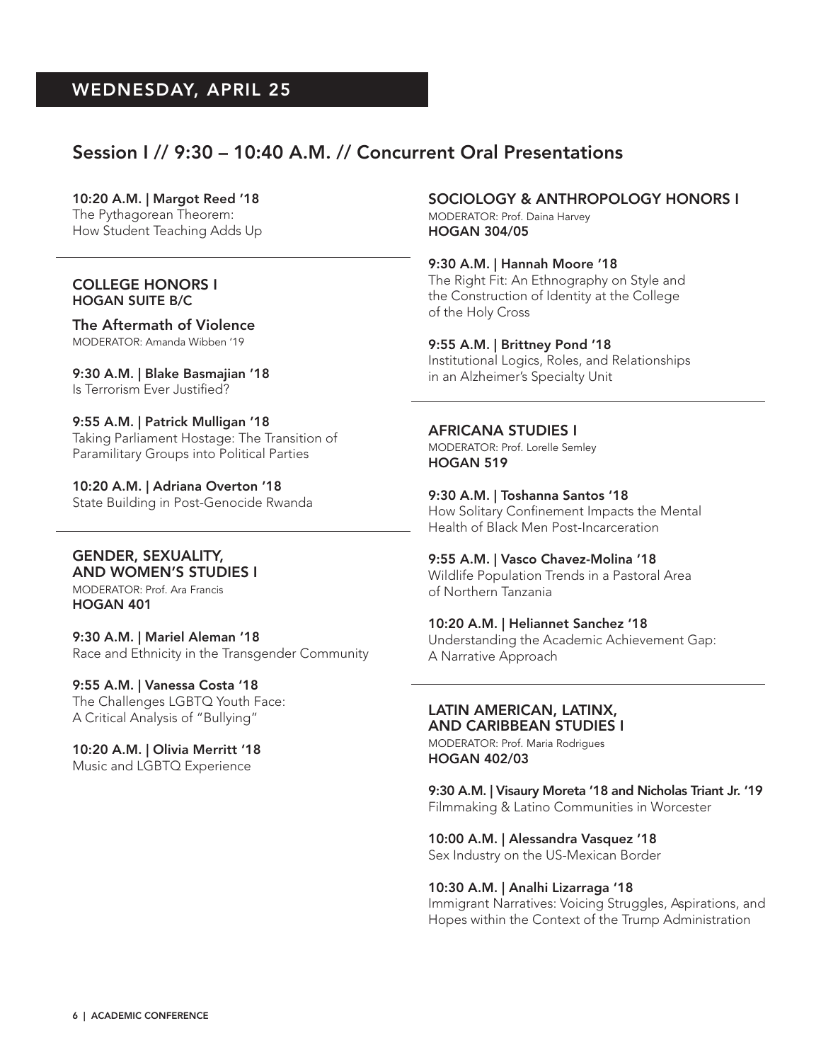## WEDNESDAY, APRIL 25

## Session I // 9:30 – 10:40 A.M. // Concurrent Oral Presentations

**10:20 A.M. | Margot Reed '18**
The Pythagorean Theorem:
How Student Teaching Adds Up

### COLLEGE HONORS I
**HOGAN SUITE B/C**

**The Aftermath of Violence**
MODERATOR: Amanda Wibben '19

**9:30 A.M. | Blake Basmajian '18**
Is Terrorism Ever Justified?

**9:55 A.M. | Patrick Mulligan '18**
Taking Parliament Hostage: The Transition of Paramilitary Groups into Political Parties

**10:20 A.M. | Adriana Overton '18**
State Building in Post-Genocide Rwanda

### GENDER, SEXUALITY, AND WOMEN'S STUDIES I
MODERATOR: Prof. Ara Francis
**HOGAN 401**

**9:30 A.M. | Mariel Aleman '18**
Race and Ethnicity in the Transgender Community

**9:55 A.M. | Vanessa Costa '18**
The Challenges LGBTQ Youth Face: A Critical Analysis of "Bullying"

**10:20 A.M. | Olivia Merritt '18**
Music and LGBTQ Experience

### SOCIOLOGY & ANTHROPOLOGY HONORS I
MODERATOR: Prof. Daina Harvey
**HOGAN 304/05**

**9:30 A.M. | Hannah Moore '18**
The Right Fit: An Ethnography on Style and the Construction of Identity at the College of the Holy Cross

**9:55 A.M. | Brittney Pond '18**
Institutional Logics, Roles, and Relationships in an Alzheimer's Specialty Unit

### AFRICANA STUDIES I
MODERATOR: Prof. Lorelle Semley
**HOGAN 519**

**9:30 A.M. | Toshanna Santos '18**
How Solitary Confinement Impacts the Mental Health of Black Men Post-Incarceration

**9:55 A.M. | Vasco Chavez-Molina '18**
Wildlife Population Trends in a Pastoral Area of Northern Tanzania

**10:20 A.M. | Heliannet Sanchez '18**
Understanding the Academic Achievement Gap: A Narrative Approach

### LATIN AMERICAN, LATINX, AND CARIBBEAN STUDIES I
MODERATOR: Prof. Maria Rodrigues
**HOGAN 402/03**

**9:30 A.M. | Visaury Moreta '18 and Nicholas Triant Jr. '19**
Filmmaking & Latino Communities in Worcester

**10:00 A.M. | Alessandra Vasquez '18**
Sex Industry on the US-Mexican Border

**10:30 A.M. | Analhi Lizarraga '18**
Immigrant Narratives: Voicing Struggles, Aspirations, and Hopes within the Context of the Trump Administration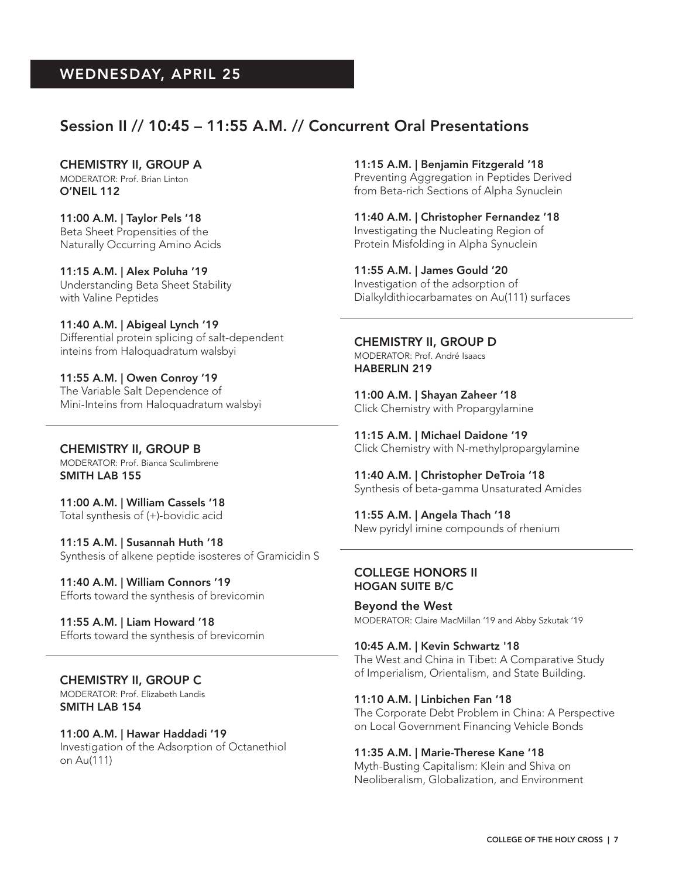## WEDNESDAY, APRIL 25

## Session II // 10:45 – 11:55 A.M. // Concurrent Oral Presentations

### CHEMISTRY II, GROUP A

MODERATOR: Prof. Brian Linton
**O'NEIL 112**

**11:00 A.M. | Taylor Pels '18**
Beta Sheet Propensities of the Naturally Occurring Amino Acids

**11:15 A.M. | Alex Poluha '19**
Understanding Beta Sheet Stability with Valine Peptides

**11:40 A.M. | Abigeal Lynch '19**
Differential protein splicing of salt-dependent inteins from Haloquadratum walsbyi

**11:55 A.M. | Owen Conroy '19**
The Variable Salt Dependence of Mini-Inteins from Haloquadratum walsbyi

### CHEMISTRY II, GROUP B

MODERATOR: Prof. Bianca Sculimbrene
**SMITH LAB 155**

**11:00 A.M. | William Cassels '18**
Total synthesis of (+)-bovidic acid

**11:15 A.M. | Susannah Huth '18**
Synthesis of alkene peptide isosteres of Gramicidin S

**11:40 A.M. | William Connors '19**
Efforts toward the synthesis of brevicomin

**11:55 A.M. | Liam Howard '18**
Efforts toward the synthesis of brevicomin

### CHEMISTRY II, GROUP C

MODERATOR: Prof. Elizabeth Landis
**SMITH LAB 154**

**11:00 A.M. | Hawar Haddadi '19**
Investigation of the Adsorption of Octanethiol on Au(111)

**11:15 A.M. | Benjamin Fitzgerald '18**
Preventing Aggregation in Peptides Derived from Beta-rich Sections of Alpha Synuclein

**11:40 A.M. | Christopher Fernandez '18**
Investigating the Nucleating Region of Protein Misfolding in Alpha Synuclein

**11:55 A.M. | James Gould '20**
Investigation of the adsorption of Dialkyldithiocarbamates on Au(111) surfaces

### CHEMISTRY II, GROUP D

MODERATOR: Prof. André Isaacs
**HABERLIN 219**

**11:00 A.M. | Shayan Zaheer '18**
Click Chemistry with Propargylamine

**11:15 A.M. | Michael Daidone '19**
Click Chemistry with N-methylpropargylamine

**11:40 A.M. | Christopher DeTroia '18**
Synthesis of beta-gamma Unsaturated Amides

**11:55 A.M. | Angela Thach '18**
New pyridyl imine compounds of rhenium

### COLLEGE HONORS II

**HOGAN SUITE B/C**

**Beyond the West**
MODERATOR: Claire MacMillan '19 and Abby Szkutak '19

**10:45 A.M. | Kevin Schwartz '18**
The West and China in Tibet: A Comparative Study of Imperialism, Orientalism, and State Building.

**11:10 A.M. | Linbichen Fan '18**
The Corporate Debt Problem in China: A Perspective on Local Government Financing Vehicle Bonds

**11:35 A.M. | Marie-Therese Kane '18**
Myth-Busting Capitalism: Klein and Shiva on Neoliberalism, Globalization, and Environment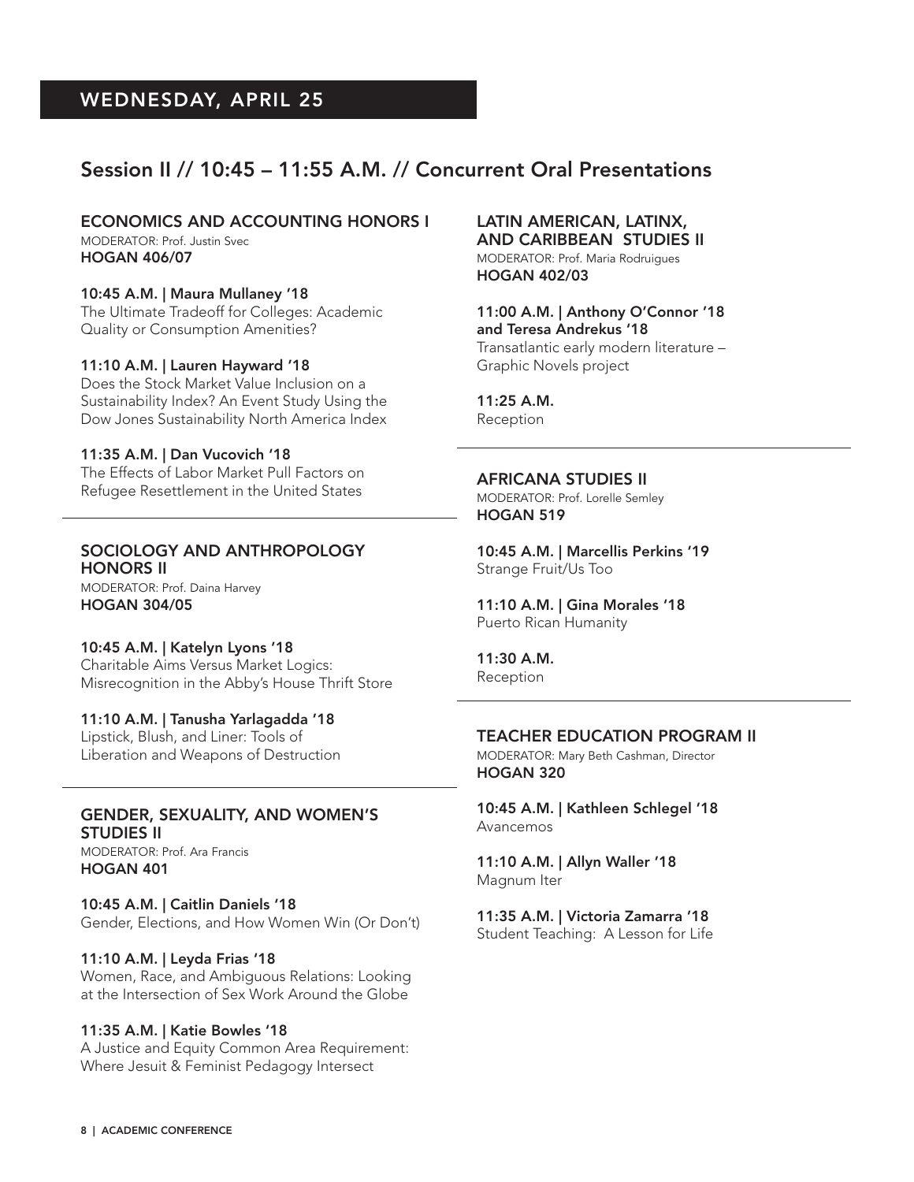# WEDNESDAY, APRIL 25

## Session II // 10:45 – 11:55 A.M. // Concurrent Oral Presentations

### ECONOMICS AND ACCOUNTING HONORS I

MODERATOR: Prof. Justin Svec
**HOGAN 406/07**

**10:45 A.M. | Maura Mullaney '18**
The Ultimate Tradeoff for Colleges: Academic Quality or Consumption Amenities?

**11:10 A.M. | Lauren Hayward '18**
Does the Stock Market Value Inclusion on a Sustainability Index? An Event Study Using the Dow Jones Sustainability North America Index

**11:35 A.M. | Dan Vucovich '18**
The Effects of Labor Market Pull Factors on Refugee Resettlement in the United States

### SOCIOLOGY AND ANTHROPOLOGY HONORS II

MODERATOR: Prof. Daina Harvey
**HOGAN 304/05**

**10:45 A.M. | Katelyn Lyons '18**
Charitable Aims Versus Market Logics: Misrecognition in the Abby's House Thrift Store

**11:10 A.M. | Tanusha Yarlagadda '18**
Lipstick, Blush, and Liner: Tools of Liberation and Weapons of Destruction

### GENDER, SEXUALITY, AND WOMEN'S STUDIES II

MODERATOR: Prof. Ara Francis
**HOGAN 401**

**10:45 A.M. | Caitlin Daniels '18**
Gender, Elections, and How Women Win (Or Don't)

**11:10 A.M. | Leyda Frias '18**
Women, Race, and Ambiguous Relations: Looking at the Intersection of Sex Work Around the Globe

**11:35 A.M. | Katie Bowles '18**
A Justice and Equity Common Area Requirement: Where Jesuit & Feminist Pedagogy Intersect

### LATIN AMERICAN, LATINX, AND CARIBBEAN STUDIES II

MODERATOR: Prof. Maria Rodruigues
**HOGAN 402/03**

**11:00 A.M. | Anthony O'Connor '18 and Teresa Andrekus '18**
Transatlantic early modern literature – Graphic Novels project

**11:25 A.M.**
Reception

### AFRICANA STUDIES II

MODERATOR: Prof. Lorelle Semley
**HOGAN 519**

**10:45 A.M. | Marcellis Perkins '19**
Strange Fruit/Us Too

**11:10 A.M. | Gina Morales '18**
Puerto Rican Humanity

**11:30 A.M.**
Reception

### TEACHER EDUCATION PROGRAM II

MODERATOR: Mary Beth Cashman, Director
**HOGAN 320**

**10:45 A.M. | Kathleen Schlegel '18**
Avancemos

**11:10 A.M. | Allyn Waller '18**
Magnum Iter

**11:35 A.M. | Victoria Zamarra '18**
Student Teaching: A Lesson for Life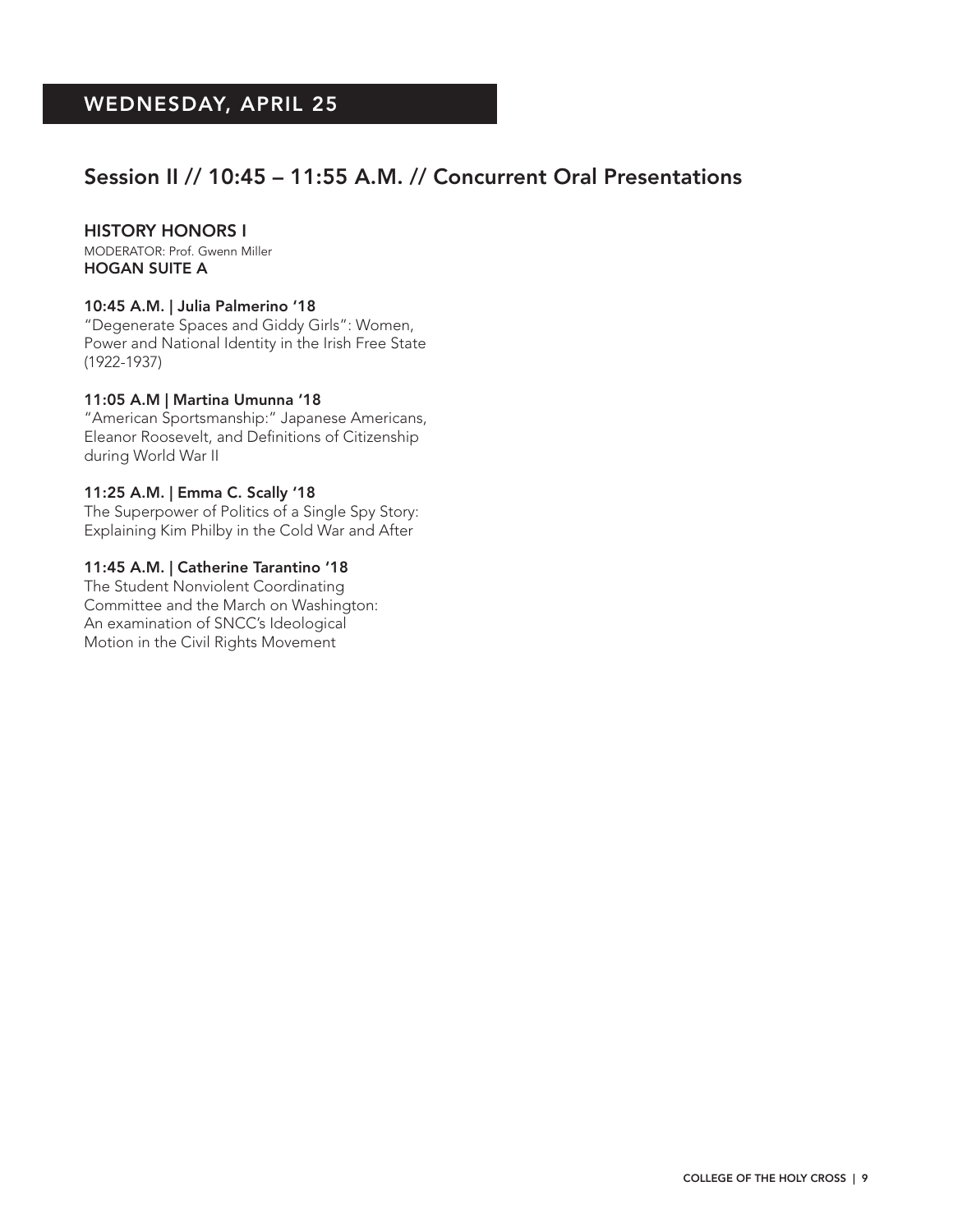# WEDNESDAY, APRIL 25

## Session II // 10:45 – 11:55 A.M. // Concurrent Oral Presentations

### HISTORY HONORS I

MODERATOR: Prof. Gwenn Miller

**HOGAN SUITE A**

**10:45 A.M. | Julia Palmerino '18**

"Degenerate Spaces and Giddy Girls": Women, Power and National Identity in the Irish Free State (1922-1937)

**11:05 A.M | Martina Umunna '18**

"American Sportsmanship:" Japanese Americans, Eleanor Roosevelt, and Definitions of Citizenship during World War II

**11:25 A.M. | Emma C. Scally '18**

The Superpower of Politics of a Single Spy Story: Explaining Kim Philby in the Cold War and After

**11:45 A.M. | Catherine Tarantino '18**

The Student Nonviolent Coordinating Committee and the March on Washington: An examination of SNCC's Ideological Motion in the Civil Rights Movement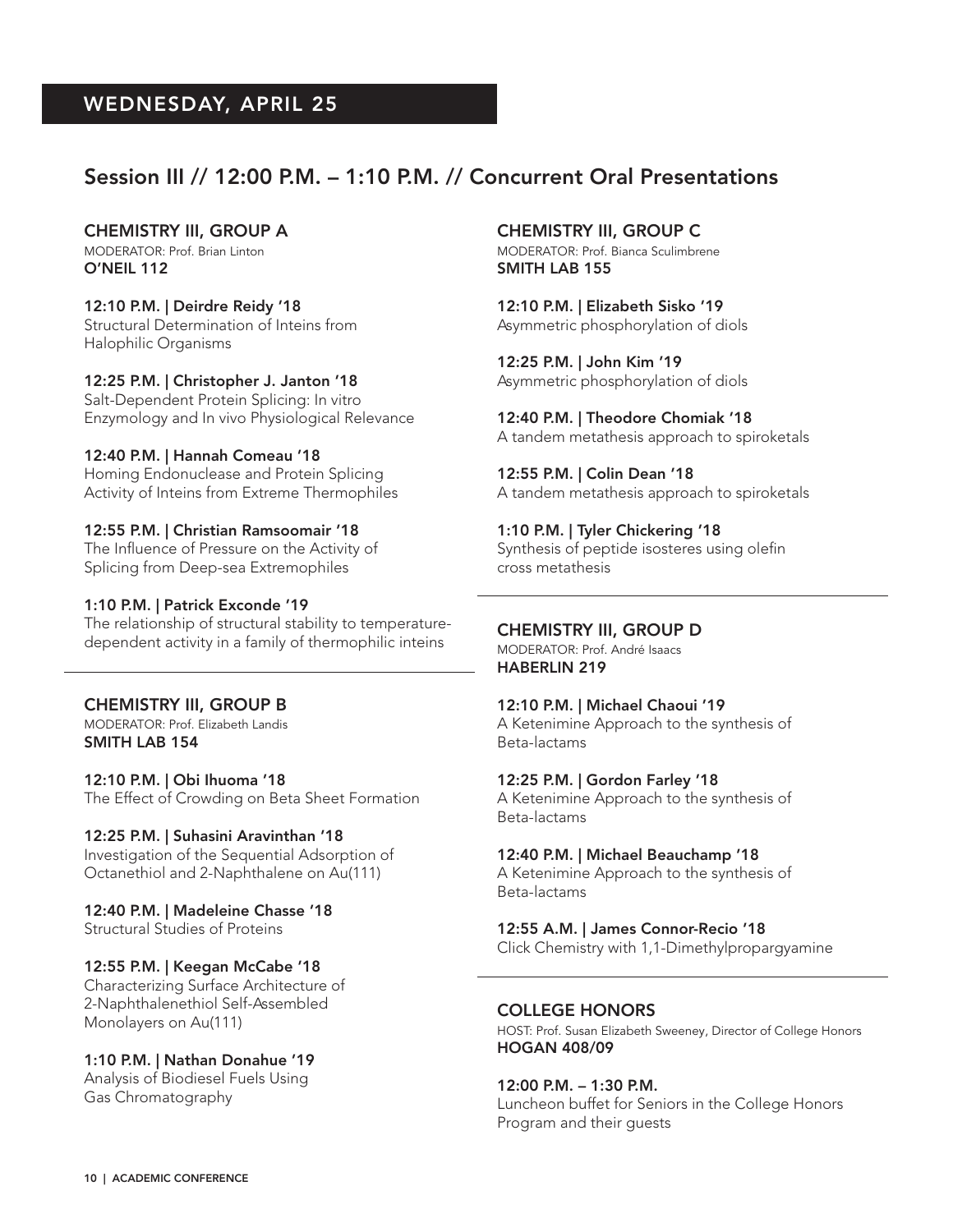## WEDNESDAY, APRIL 25

## Session III // 12:00 P.M. – 1:10 P.M. // Concurrent Oral Presentations

### CHEMISTRY III, GROUP A

MODERATOR: Prof. Brian Linton
**O'NEIL 112**

**12:10 P.M. | Deirdre Reidy '18**
Structural Determination of Inteins from Halophilic Organisms

**12:25 P.M. | Christopher J. Janton '18**
Salt-Dependent Protein Splicing: In vitro Enzymology and In vivo Physiological Relevance

**12:40 P.M. | Hannah Comeau '18**
Homing Endonuclease and Protein Splicing Activity of Inteins from Extreme Thermophiles

**12:55 P.M. | Christian Ramsoomair '18**
The Influence of Pressure on the Activity of Splicing from Deep-sea Extremophiles

**1:10 P.M. | Patrick Exconde '19**
The relationship of structural stability to temperature-dependent activity in a family of thermophilic inteins

### CHEMISTRY III, GROUP B

MODERATOR: Prof. Elizabeth Landis
**SMITH LAB 154**

**12:10 P.M. | Obi Ihuoma '18**
The Effect of Crowding on Beta Sheet Formation

**12:25 P.M. | Suhasini Aravinthan '18**
Investigation of the Sequential Adsorption of Octanethiol and 2-Naphthalene on Au(111)

**12:40 P.M. | Madeleine Chasse '18**
Structural Studies of Proteins

**12:55 P.M. | Keegan McCabe '18**
Characterizing Surface Architecture of 2-Naphthalenethiol Self-Assembled Monolayers on Au(111)

**1:10 P.M. | Nathan Donahue '19**
Analysis of Biodiesel Fuels Using Gas Chromatography

### CHEMISTRY III, GROUP C

MODERATOR: Prof. Bianca Sculimbrene
**SMITH LAB 155**

**12:10 P.M. | Elizabeth Sisko '19**
Asymmetric phosphorylation of diols

**12:25 P.M. | John Kim '19**
Asymmetric phosphorylation of diols

**12:40 P.M. | Theodore Chomiak '18**
A tandem metathesis approach to spiroketals

**12:55 P.M. | Colin Dean '18**
A tandem metathesis approach to spiroketals

**1:10 P.M. | Tyler Chickering '18**
Synthesis of peptide isosteres using olefin cross metathesis

### CHEMISTRY III, GROUP D

MODERATOR: Prof. André Isaacs
**HABERLIN 219**

**12:10 P.M. | Michael Chaoui '19**
A Ketenimine Approach to the synthesis of Beta-lactams

**12:25 P.M. | Gordon Farley '18**
A Ketenimine Approach to the synthesis of Beta-lactams

**12:40 P.M. | Michael Beauchamp '18**
A Ketenimine Approach to the synthesis of Beta-lactams

**12:55 A.M. | James Connor-Recio '18**
Click Chemistry with 1,1-Dimethylpropargyamine

### COLLEGE HONORS

HOST: Prof. Susan Elizabeth Sweeney, Director of College Honors
**HOGAN 408/09**

**12:00 P.M. – 1:30 P.M.**
Luncheon buffet for Seniors in the College Honors Program and their guests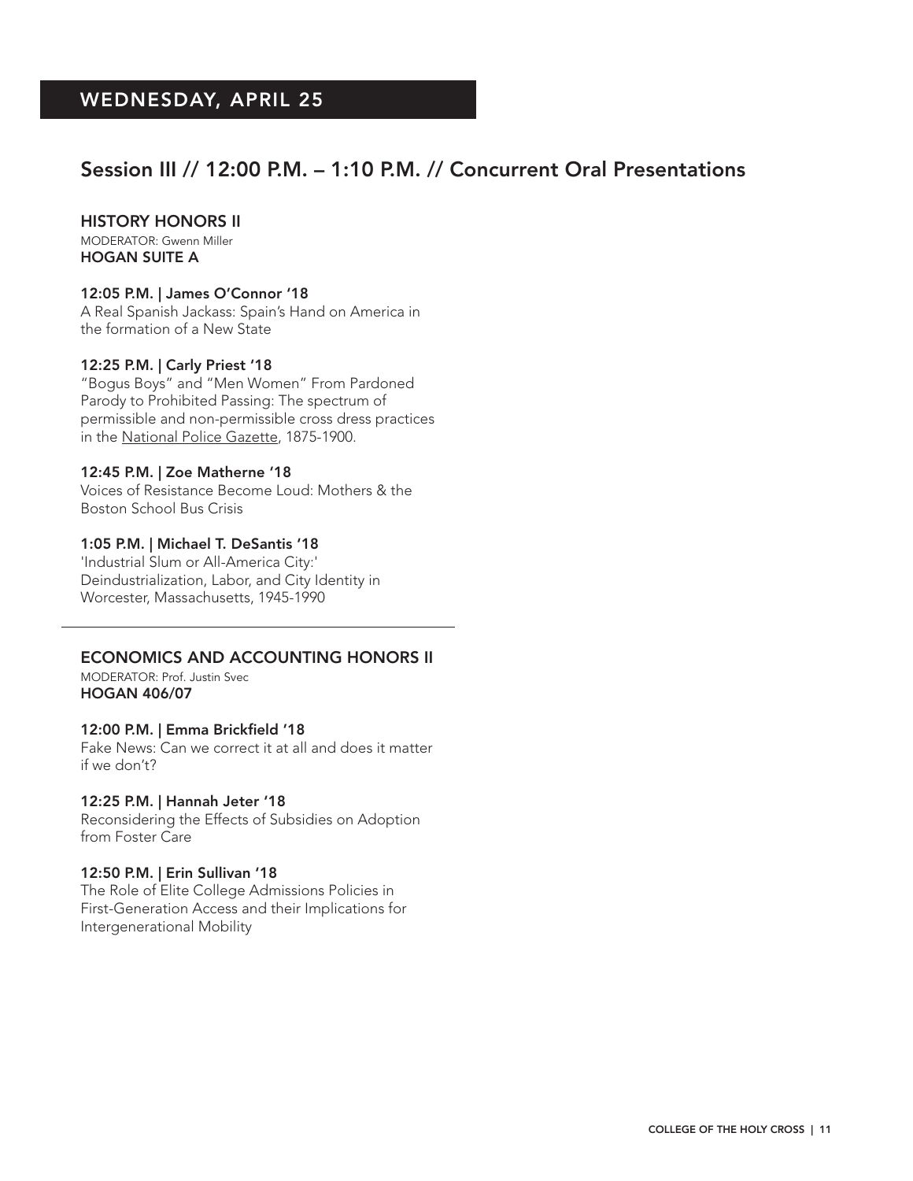## WEDNESDAY, APRIL 25

## Session III // 12:00 P.M. – 1:10 P.M. // Concurrent Oral Presentations

### HISTORY HONORS II

MODERATOR: Gwenn Miller
**HOGAN SUITE A**

**12:05 P.M. | James O'Connor '18**
A Real Spanish Jackass: Spain's Hand on America in the formation of a New State

**12:25 P.M. | Carly Priest '18**
"Bogus Boys" and "Men Women" From Pardoned Parody to Prohibited Passing: The spectrum of permissible and non-permissible cross dress practices in the National Police Gazette, 1875-1900.

**12:45 P.M. | Zoe Matherne '18**
Voices of Resistance Become Loud: Mothers & the Boston School Bus Crisis

**1:05 P.M. | Michael T. DeSantis '18**
'Industrial Slum or All-America City:' Deindustrialization, Labor, and City Identity in Worcester, Massachusetts, 1945-1990

---

### ECONOMICS AND ACCOUNTING HONORS II

MODERATOR: Prof. Justin Svec
**HOGAN 406/07**

**12:00 P.M. | Emma Brickfield '18**
Fake News: Can we correct it at all and does it matter if we don't?

**12:25 P.M. | Hannah Jeter '18**
Reconsidering the Effects of Subsidies on Adoption from Foster Care

**12:50 P.M. | Erin Sullivan '18**
The Role of Elite College Admissions Policies in First-Generation Access and their Implications for Intergenerational Mobility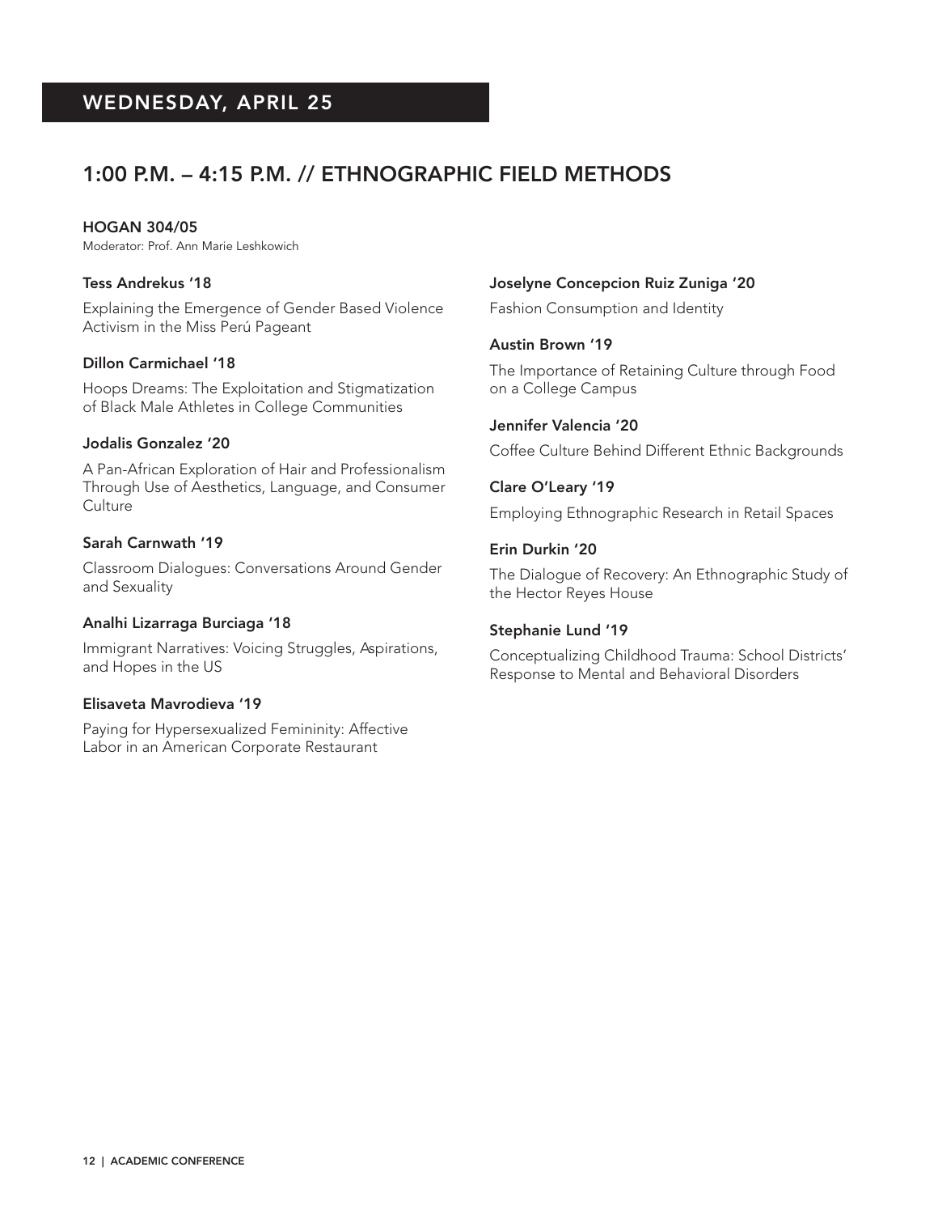## WEDNESDAY, APRIL 25

## 1:00 P.M. – 4:15 P.M. // ETHNOGRAPHIC FIELD METHODS

**HOGAN 304/05**
Moderator: Prof. Ann Marie Leshkowich

**Tess Andrekus '18**
Explaining the Emergence of Gender Based Violence Activism in the Miss Perú Pageant

**Dillon Carmichael '18**
Hoops Dreams: The Exploitation and Stigmatization of Black Male Athletes in College Communities

**Jodalis Gonzalez '20**
A Pan-African Exploration of Hair and Professionalism Through Use of Aesthetics, Language, and Consumer Culture

**Sarah Carnwath '19**
Classroom Dialogues: Conversations Around Gender and Sexuality

**Analhi Lizarraga Burciaga '18**
Immigrant Narratives: Voicing Struggles, Aspirations, and Hopes in the US

**Elisaveta Mavrodieva '19**
Paying for Hypersexualized Femininity: Affective Labor in an American Corporate Restaurant

**Joselyne Concepcion Ruiz Zuniga '20**
Fashion Consumption and Identity

**Austin Brown '19**
The Importance of Retaining Culture through Food on a College Campus

**Jennifer Valencia '20**
Coffee Culture Behind Different Ethnic Backgrounds

**Clare O'Leary '19**
Employing Ethnographic Research in Retail Spaces

**Erin Durkin '20**
The Dialogue of Recovery: An Ethnographic Study of the Hector Reyes House

**Stephanie Lund '19**
Conceptualizing Childhood Trauma: School Districts' Response to Mental and Behavioral Disorders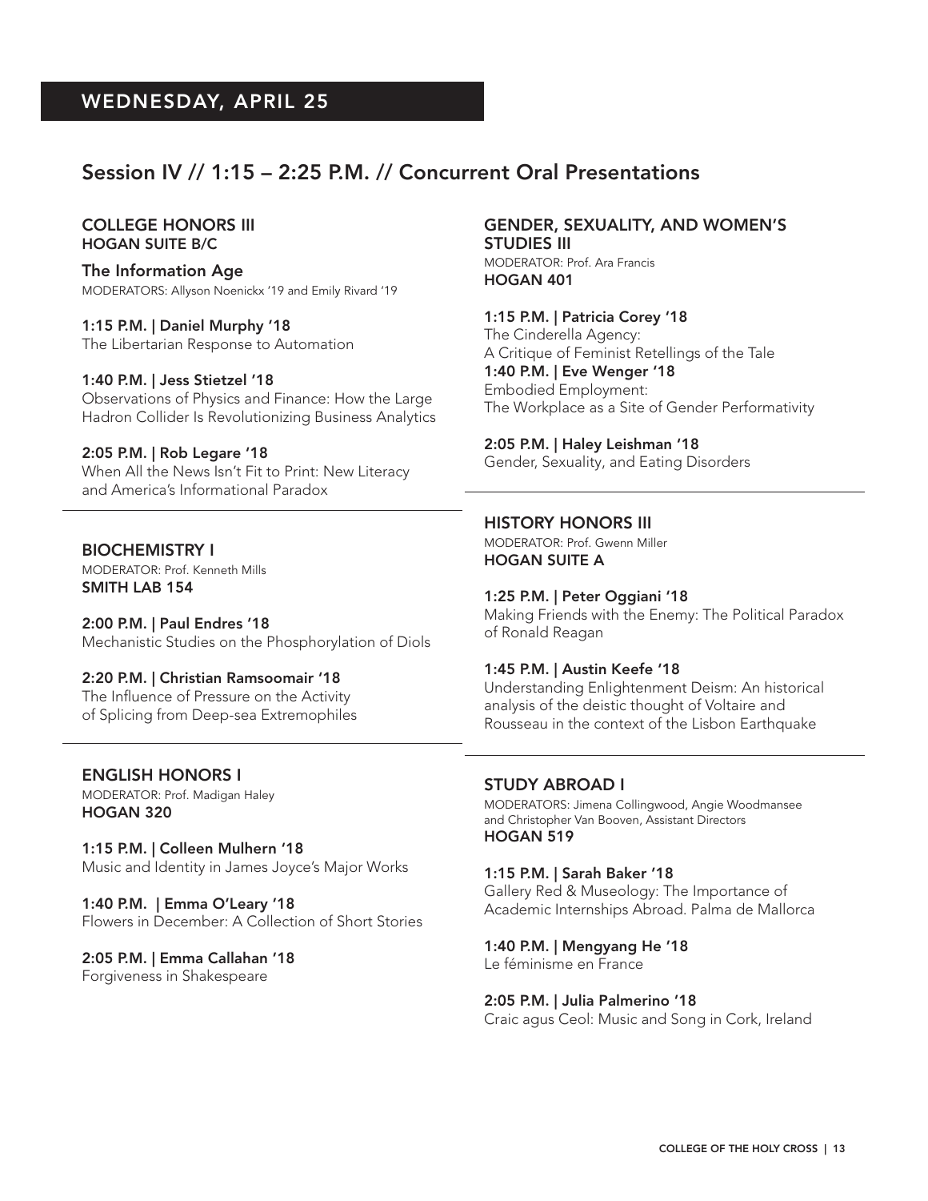## WEDNESDAY, APRIL 25

## Session IV // 1:15 – 2:25 P.M. // Concurrent Oral Presentations

### COLLEGE HONORS III
**HOGAN SUITE B/C**

**The Information Age**
MODERATORS: Allyson Noenickx '19 and Emily Rivard '19

**1:15 P.M. | Daniel Murphy '18**
The Libertarian Response to Automation

**1:40 P.M. | Jess Stietzel '18**
Observations of Physics and Finance: How the Large Hadron Collider Is Revolutionizing Business Analytics

**2:05 P.M. | Rob Legare '18**
When All the News Isn't Fit to Print: New Literacy and America's Informational Paradox

### BIOCHEMISTRY I
MODERATOR: Prof. Kenneth Mills
**SMITH LAB 154**

**2:00 P.M. | Paul Endres '18**
Mechanistic Studies on the Phosphorylation of Diols

**2:20 P.M. | Christian Ramsoomair '18**
The Influence of Pressure on the Activity of Splicing from Deep-sea Extremophiles

### ENGLISH HONORS I
MODERATOR: Prof. Madigan Haley
**HOGAN 320**

**1:15 P.M. | Colleen Mulhern '18**
Music and Identity in James Joyce's Major Works

**1:40 P.M. | Emma O'Leary '18**
Flowers in December: A Collection of Short Stories

**2:05 P.M. | Emma Callahan '18**
Forgiveness in Shakespeare

### GENDER, SEXUALITY, AND WOMEN'S STUDIES III
MODERATOR: Prof. Ara Francis
**HOGAN 401**

**1:15 P.M. | Patricia Corey '18**
The Cinderella Agency: A Critique of Feminist Retellings of the Tale

**1:40 P.M. | Eve Wenger '18**
Embodied Employment: The Workplace as a Site of Gender Performativity

**2:05 P.M. | Haley Leishman '18**
Gender, Sexuality, and Eating Disorders

### HISTORY HONORS III
MODERATOR: Prof. Gwenn Miller
**HOGAN SUITE A**

**1:25 P.M. | Peter Oggiani '18**
Making Friends with the Enemy: The Political Paradox of Ronald Reagan

**1:45 P.M. | Austin Keefe '18**
Understanding Enlightenment Deism: An historical analysis of the deistic thought of Voltaire and Rousseau in the context of the Lisbon Earthquake

### STUDY ABROAD I
MODERATORS: Jimena Collingwood, Angie Woodmansee and Christopher Van Booven, Assistant Directors
**HOGAN 519**

**1:15 P.M. | Sarah Baker '18**
Gallery Red & Museology: The Importance of Academic Internships Abroad. Palma de Mallorca

**1:40 P.M. | Mengyang He '18**
Le féminisme en France

**2:05 P.M. | Julia Palmerino '18**
Craic agus Ceol: Music and Song in Cork, Ireland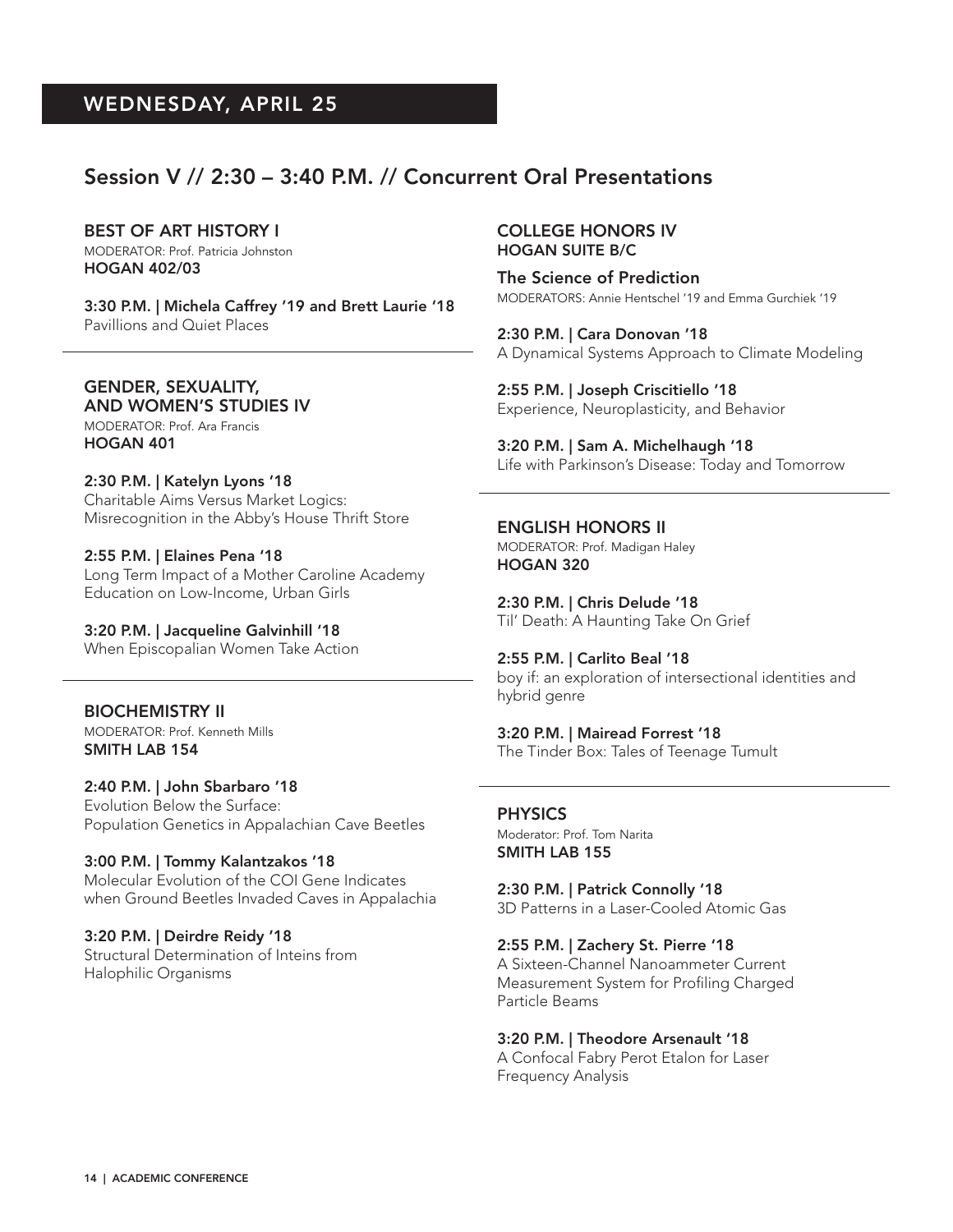## WEDNESDAY, APRIL 25

## Session V // 2:30 – 3:40 P.M. // Concurrent Oral Presentations

### BEST OF ART HISTORY I
MODERATOR: Prof. Patricia Johnston
**HOGAN 402/03**

**3:30 P.M. | Michela Caffrey '19 and Brett Laurie '18**
Pavillions and Quiet Places

### GENDER, SEXUALITY, AND WOMEN'S STUDIES IV
MODERATOR: Prof. Ara Francis
**HOGAN 401**

**2:30 P.M. | Katelyn Lyons '18**
Charitable Aims Versus Market Logics: Misrecognition in the Abby's House Thrift Store

**2:55 P.M. | Elaines Pena '18**
Long Term Impact of a Mother Caroline Academy Education on Low-Income, Urban Girls

**3:20 P.M. | Jacqueline Galvinhill '18**
When Episcopalian Women Take Action

### BIOCHEMISTRY II
MODERATOR: Prof. Kenneth Mills
**SMITH LAB 154**

**2:40 P.M. | John Sbarbaro '18**
Evolution Below the Surface: Population Genetics in Appalachian Cave Beetles

**3:00 P.M. | Tommy Kalantzakos '18**
Molecular Evolution of the COI Gene Indicates when Ground Beetles Invaded Caves in Appalachia

**3:20 P.M. | Deirdre Reidy '18**
Structural Determination of Inteins from Halophilic Organisms

### COLLEGE HONORS IV
**HOGAN SUITE B/C**

**The Science of Prediction**
MODERATORS: Annie Hentschel '19 and Emma Gurchiek '19

**2:30 P.M. | Cara Donovan '18**
A Dynamical Systems Approach to Climate Modeling

**2:55 P.M. | Joseph Criscitiello '18**
Experience, Neuroplasticity, and Behavior

**3:20 P.M. | Sam A. Michelhaugh '18**
Life with Parkinson's Disease: Today and Tomorrow

### ENGLISH HONORS II
MODERATOR: Prof. Madigan Haley
**HOGAN 320**

**2:30 P.M. | Chris Delude '18**
Til' Death: A Haunting Take On Grief

**2:55 P.M. | Carlito Beal '18**
boy if: an exploration of intersectional identities and hybrid genre

**3:20 P.M. | Mairead Forrest '18**
The Tinder Box: Tales of Teenage Tumult

### PHYSICS
Moderator: Prof. Tom Narita
**SMITH LAB 155**

**2:30 P.M. | Patrick Connolly '18**
3D Patterns in a Laser-Cooled Atomic Gas

**2:55 P.M. | Zachery St. Pierre '18**
A Sixteen-Channel Nanoammeter Current Measurement System for Profiling Charged Particle Beams

**3:20 P.M. | Theodore Arsenault '18**
A Confocal Fabry Perot Etalon for Laser Frequency Analysis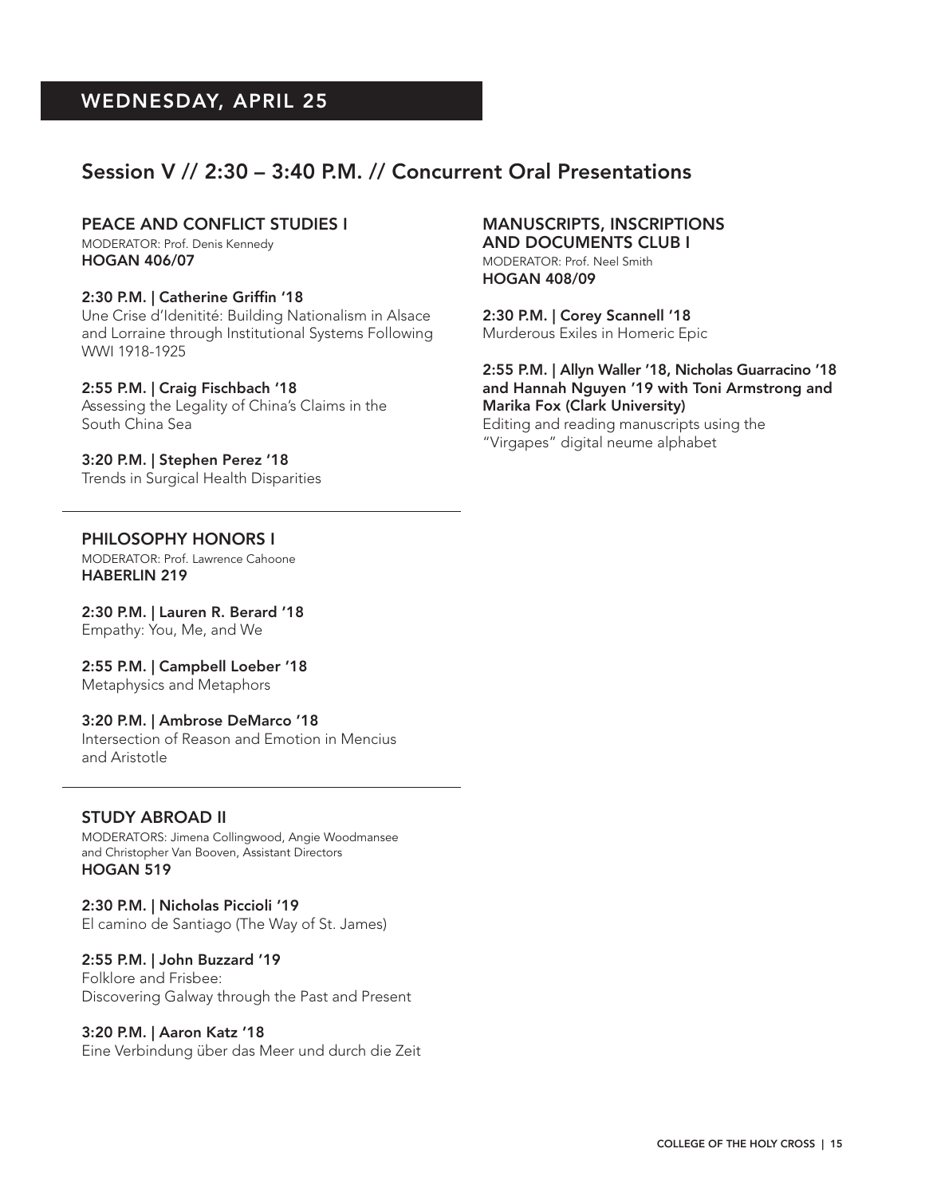# WEDNESDAY, APRIL 25

## Session V // 2:30 – 3:40 P.M. // Concurrent Oral Presentations

### PEACE AND CONFLICT STUDIES I

MODERATOR: Prof. Denis Kennedy
**HOGAN 406/07**

**2:30 P.M. | Catherine Griffin '18**
Une Crise d'Idenitité: Building Nationalism in Alsace and Lorraine through Institutional Systems Following WWI 1918-1925

**2:55 P.M. | Craig Fischbach '18**
Assessing the Legality of China's Claims in the South China Sea

**3:20 P.M. | Stephen Perez '18**
Trends in Surgical Health Disparities

### PHILOSOPHY HONORS I

MODERATOR: Prof. Lawrence Cahoone
**HABERLIN 219**

**2:30 P.M. | Lauren R. Berard '18**
Empathy: You, Me, and We

**2:55 P.M. | Campbell Loeber '18**
Metaphysics and Metaphors

**3:20 P.M. | Ambrose DeMarco '18**
Intersection of Reason and Emotion in Mencius and Aristotle

### STUDY ABROAD II

MODERATORS: Jimena Collingwood, Angie Woodmansee and Christopher Van Booven, Assistant Directors
**HOGAN 519**

**2:30 P.M. | Nicholas Piccioli '19**
El camino de Santiago (The Way of St. James)

**2:55 P.M. | John Buzzard '19**
Folklore and Frisbee:
Discovering Galway through the Past and Present

**3:20 P.M. | Aaron Katz '18**
Eine Verbindung über das Meer und durch die Zeit

### MANUSCRIPTS, INSCRIPTIONS AND DOCUMENTS CLUB I

MODERATOR: Prof. Neel Smith
**HOGAN 408/09**

**2:30 P.M. | Corey Scannell '18**
Murderous Exiles in Homeric Epic

**2:55 P.M. | Allyn Waller '18, Nicholas Guarracino '18 and Hannah Nguyen '19 with Toni Armstrong and Marika Fox (Clark University)**
Editing and reading manuscripts using the "Virgapes" digital neume alphabet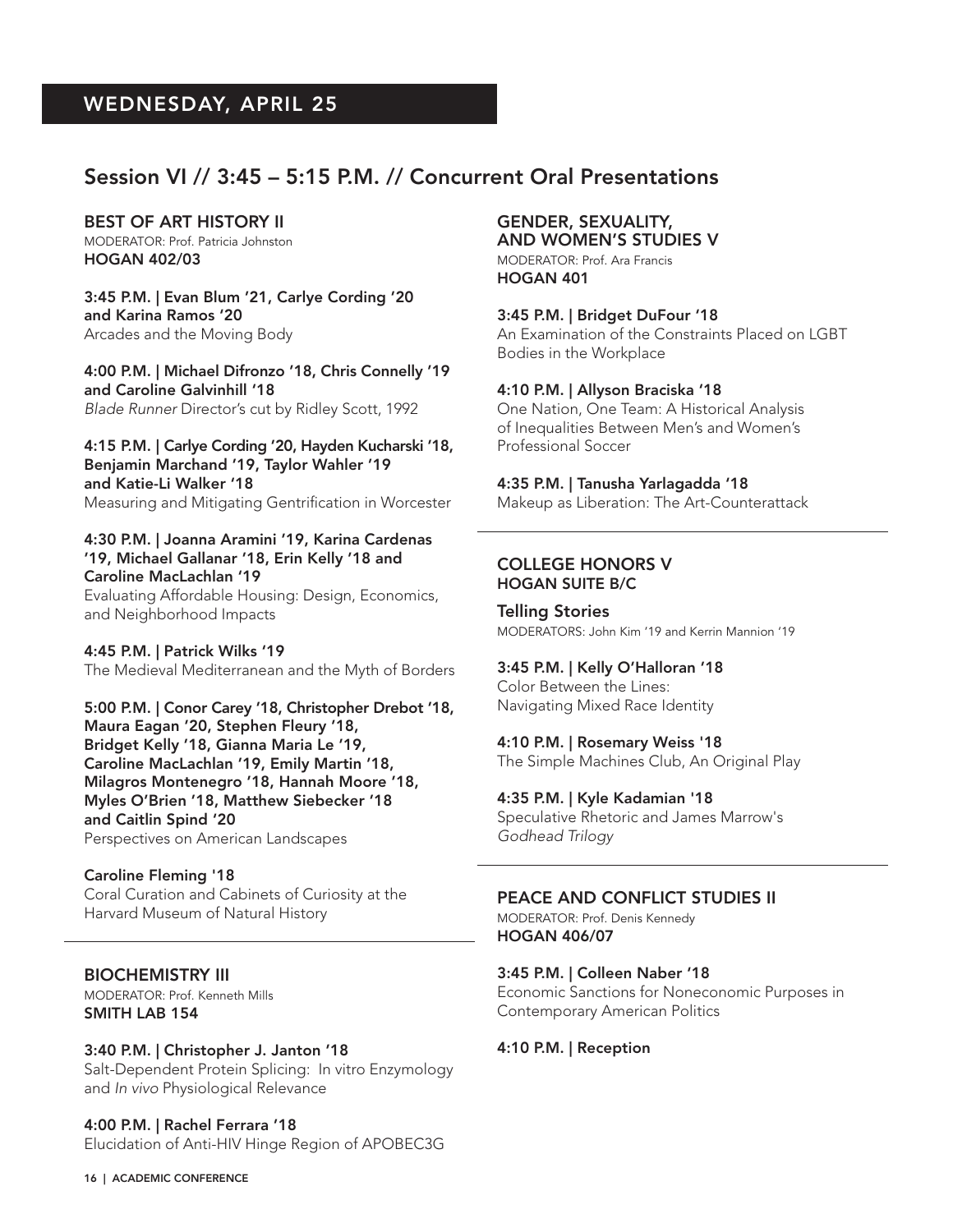# WEDNESDAY, APRIL 25

## Session VI // 3:45 – 5:15 P.M. // Concurrent Oral Presentations

### BEST OF ART HISTORY II

MODERATOR: Prof. Patricia Johnston
**HOGAN 402/03**

**3:45 P.M. | Evan Blum '21, Carlye Cording '20 and Karina Ramos '20**
Arcades and the Moving Body

**4:00 P.M. | Michael Difronzo '18, Chris Connelly '19 and Caroline Galvinhill '18**
*Blade Runner* Director's cut by Ridley Scott, 1992

**4:15 P.M. | Carlye Cording '20, Hayden Kucharski '18, Benjamin Marchand '19, Taylor Wahler '19 and Katie-Li Walker '18**
Measuring and Mitigating Gentrification in Worcester

**4:30 P.M. | Joanna Aramini '19, Karina Cardenas '19, Michael Gallanar '18, Erin Kelly '18 and Caroline MacLachlan '19**
Evaluating Affordable Housing: Design, Economics, and Neighborhood Impacts

**4:45 P.M. | Patrick Wilks '19**
The Medieval Mediterranean and the Myth of Borders

**5:00 P.M. | Conor Carey '18, Christopher Drebot '18, Maura Eagan '20, Stephen Fleury '18, Bridget Kelly '18, Gianna Maria Le '19, Caroline MacLachlan '19, Emily Martin '18, Milagros Montenegro '18, Hannah Moore '18, Myles O'Brien '18, Matthew Siebecker '18 and Caitlin Spind '20**
Perspectives on American Landscapes

**Caroline Fleming '18**
Coral Curation and Cabinets of Curiosity at the Harvard Museum of Natural History

### BIOCHEMISTRY III

MODERATOR: Prof. Kenneth Mills
**SMITH LAB 154**

**3:40 P.M. | Christopher J. Janton '18**
Salt-Dependent Protein Splicing: In vitro Enzymology and *In vivo* Physiological Relevance

**4:00 P.M. | Rachel Ferrara '18**
Elucidation of Anti-HIV Hinge Region of APOBEC3G

### GENDER, SEXUALITY, AND WOMEN'S STUDIES V

MODERATOR: Prof. Ara Francis
**HOGAN 401**

**3:45 P.M. | Bridget DuFour '18**
An Examination of the Constraints Placed on LGBT Bodies in the Workplace

**4:10 P.M. | Allyson Braciska '18**
One Nation, One Team: A Historical Analysis of Inequalities Between Men's and Women's Professional Soccer

**4:35 P.M. | Tanusha Yarlagadda '18**
Makeup as Liberation: The Art-Counterattack

### COLLEGE HONORS V

**HOGAN SUITE B/C**

**Telling Stories**
MODERATORS: John Kim '19 and Kerrin Mannion '19

**3:45 P.M. | Kelly O'Halloran '18**
Color Between the Lines: Navigating Mixed Race Identity

**4:10 P.M. | Rosemary Weiss '18**
The Simple Machines Club, An Original Play

**4:35 P.M. | Kyle Kadamian '18**
Speculative Rhetoric and James Marrow's *Godhead Trilogy*

### PEACE AND CONFLICT STUDIES II

MODERATOR: Prof. Denis Kennedy
**HOGAN 406/07**

**3:45 P.M. | Colleen Naber '18**
Economic Sanctions for Noneconomic Purposes in Contemporary American Politics

**4:10 P.M. | Reception**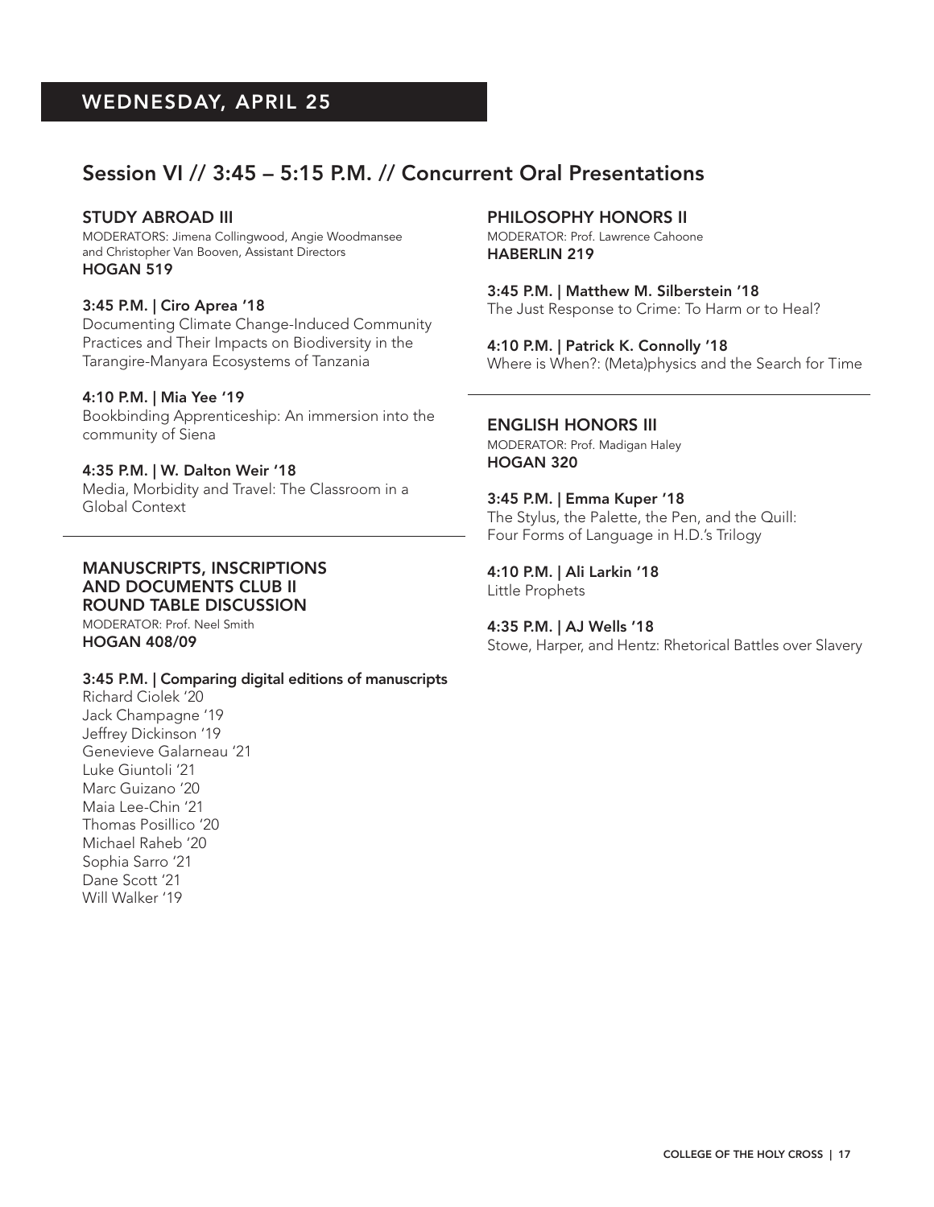## WEDNESDAY, APRIL 25

## Session VI // 3:45 – 5:15 P.M. // Concurrent Oral Presentations

### STUDY ABROAD III

MODERATORS: Jimena Collingwood, Angie Woodmansee and Christopher Van Booven, Assistant Directors
**HOGAN 519**

**3:45 P.M. | Ciro Aprea '18**
Documenting Climate Change-Induced Community Practices and Their Impacts on Biodiversity in the Tarangire-Manyara Ecosystems of Tanzania

**4:10 P.M. | Mia Yee '19**
Bookbinding Apprenticeship: An immersion into the community of Siena

**4:35 P.M. | W. Dalton Weir '18**
Media, Morbidity and Travel: The Classroom in a Global Context

---

### MANUSCRIPTS, INSCRIPTIONS AND DOCUMENTS CLUB II ROUND TABLE DISCUSSION

MODERATOR: Prof. Neel Smith
**HOGAN 408/09**

**3:45 P.M. | Comparing digital editions of manuscripts**
Richard Ciolek '20
Jack Champagne '19
Jeffrey Dickinson '19
Genevieve Galarneau '21
Luke Giuntoli '21
Marc Guizano '20
Maia Lee-Chin '21
Thomas Posillico '20
Michael Raheb '20
Sophia Sarro '21
Dane Scott '21
Will Walker '19

### PHILOSOPHY HONORS II

MODERATOR: Prof. Lawrence Cahoone
**HABERLIN 219**

**3:45 P.M. | Matthew M. Silberstein '18**
The Just Response to Crime: To Harm or to Heal?

**4:10 P.M. | Patrick K. Connolly '18**
Where is When?: (Meta)physics and the Search for Time

---

### ENGLISH HONORS III

MODERATOR: Prof. Madigan Haley
**HOGAN 320**

**3:45 P.M. | Emma Kuper '18**
The Stylus, the Palette, the Pen, and the Quill: Four Forms of Language in H.D.'s Trilogy

**4:10 P.M. | Ali Larkin '18**
Little Prophets

**4:35 P.M. | AJ Wells '18**
Stowe, Harper, and Hentz: Rhetorical Battles over Slavery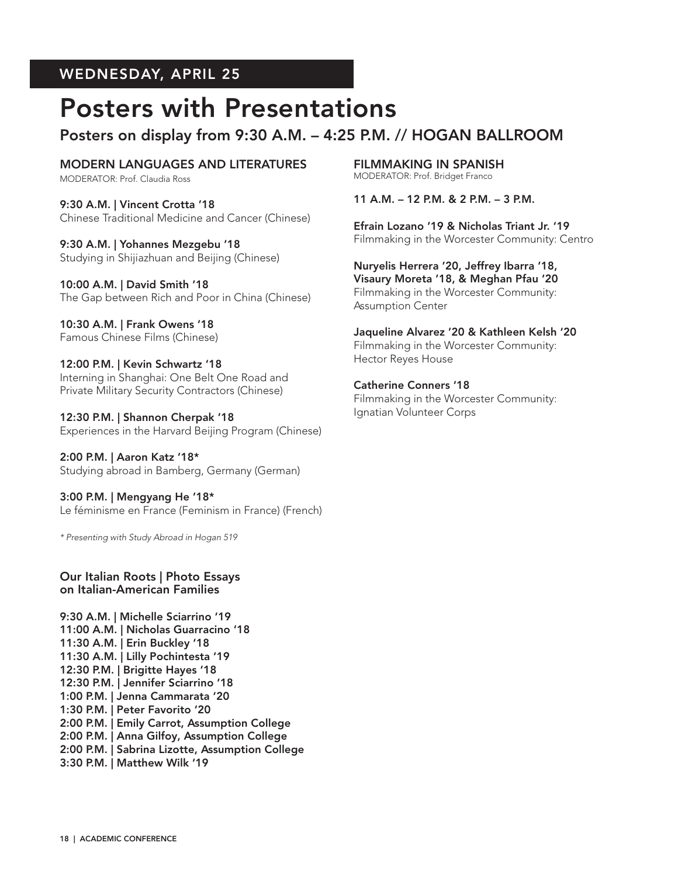## WEDNESDAY, APRIL 25

# Posters with Presentations

### Posters on display from 9:30 A.M. – 4:25 P.M. // HOGAN BALLROOM

### MODERN LANGUAGES AND LITERATURES

MODERATOR: Prof. Claudia Ross

**9:30 A.M. | Vincent Crotta '18**
Chinese Traditional Medicine and Cancer (Chinese)

**9:30 A.M. | Yohannes Mezgebu '18**
Studying in Shijiazhuan and Beijing (Chinese)

**10:00 A.M. | David Smith '18**
The Gap between Rich and Poor in China (Chinese)

**10:30 A.M. | Frank Owens '18**
Famous Chinese Films (Chinese)

**12:00 P.M. | Kevin Schwartz '18**
Interning in Shanghai: One Belt One Road and Private Military Security Contractors (Chinese)

**12:30 P.M. | Shannon Cherpak '18**
Experiences in the Harvard Beijing Program (Chinese)

**2:00 P.M. | Aaron Katz '18***
Studying abroad in Bamberg, Germany (German)

**3:00 P.M. | Mengyang He '18***
Le féminisme en France (Feminism in France) (French)

*\* Presenting with Study Abroad in Hogan 519*

### Our Italian Roots | Photo Essays on Italian-American Families

**9:30 A.M. | Michelle Sciarrino '19**
**11:00 A.M. | Nicholas Guarracino '18**
**11:30 A.M. | Erin Buckley '18**
**11:30 A.M. | Lilly Pochintesta '19**
**12:30 P.M. | Brigitte Hayes '18**
**12:30 P.M. | Jennifer Sciarrino '18**
**1:00 P.M. | Jenna Cammarata '20**
**1:30 P.M. | Peter Favorito '20**
**2:00 P.M. | Emily Carrot, Assumption College**
**2:00 P.M. | Anna Gilfoy, Assumption College**
**2:00 P.M. | Sabrina Lizotte, Assumption College**
**3:30 P.M. | Matthew Wilk '19**

### FILMMAKING IN SPANISH

MODERATOR: Prof. Bridget Franco

**11 A.M. – 12 P.M. & 2 P.M. – 3 P.M.**

**Efrain Lozano '19 & Nicholas Triant Jr. '19**
Filmmaking in the Worcester Community: Centro

**Nuryelis Herrera '20, Jeffrey Ibarra '18, Visaury Moreta '18, & Meghan Pfau '20**
Filmmaking in the Worcester Community: Assumption Center

**Jaqueline Alvarez '20 & Kathleen Kelsh '20**
Filmmaking in the Worcester Community: Hector Reyes House

**Catherine Conners '18**
Filmmaking in the Worcester Community: Ignatian Volunteer Corps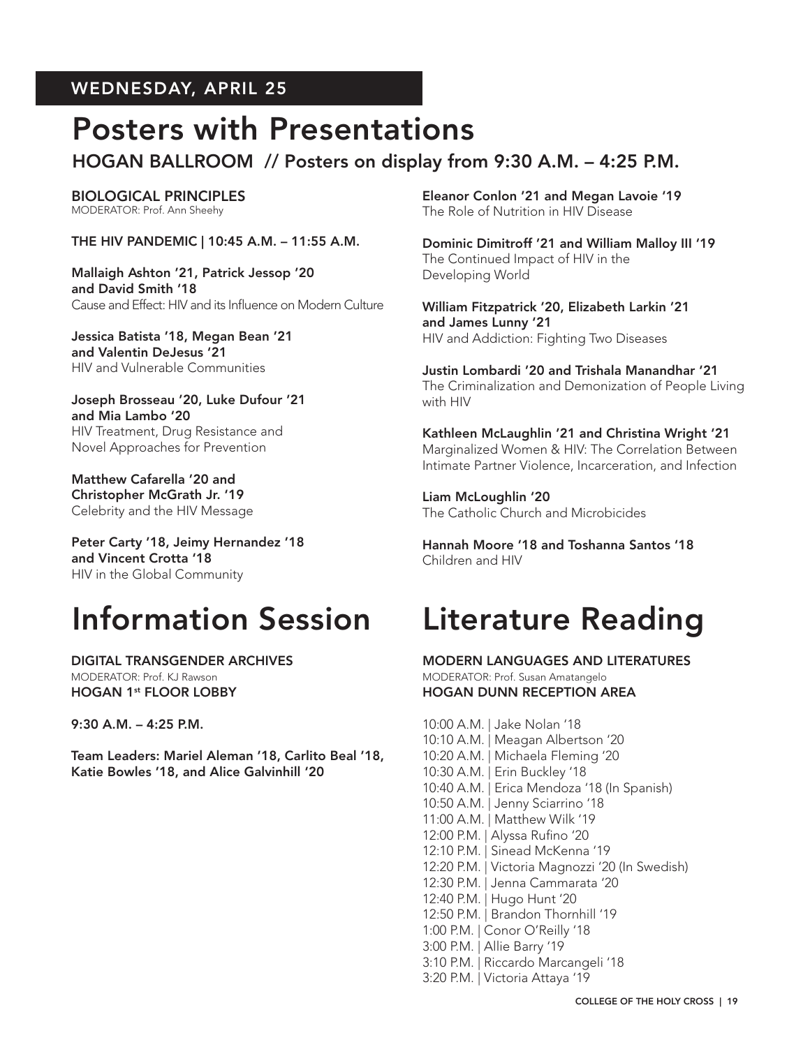**WEDNESDAY, APRIL 25**

# Posters with Presentations

## HOGAN BALLROOM // Posters on display from 9:30 A.M. – 4:25 P.M.

**BIOLOGICAL PRINCIPLES**
MODERATOR: Prof. Ann Sheehy

**THE HIV PANDEMIC | 10:45 A.M. – 11:55 A.M.**

**Mallaigh Ashton '21, Patrick Jessop '20 and David Smith '18**
Cause and Effect: HIV and its Influence on Modern Culture

**Jessica Batista '18, Megan Bean '21 and Valentin DeJesus '21**
HIV and Vulnerable Communities

**Joseph Brosseau '20, Luke Dufour '21 and Mia Lambo '20**
HIV Treatment, Drug Resistance and Novel Approaches for Prevention

**Matthew Cafarella '20 and Christopher McGrath Jr. '19**
Celebrity and the HIV Message

**Peter Carty '18, Jeimy Hernandez '18 and Vincent Crotta '18**
HIV in the Global Community

**Eleanor Conlon '21 and Megan Lavoie '19**
The Role of Nutrition in HIV Disease

**Dominic Dimitroff '21 and William Malloy III '19**
The Continued Impact of HIV in the Developing World

**William Fitzpatrick '20, Elizabeth Larkin '21 and James Lunny '21**
HIV and Addiction: Fighting Two Diseases

**Justin Lombardi '20 and Trishala Manandhar '21**
The Criminalization and Demonization of People Living with HIV

**Kathleen McLaughlin '21 and Christina Wright '21**
Marginalized Women & HIV: The Correlation Between Intimate Partner Violence, Incarceration, and Infection

**Liam McLoughlin '20**
The Catholic Church and Microbicides

**Hannah Moore '18 and Toshanna Santos '18**
Children and HIV

# Information Session

**DIGITAL TRANSGENDER ARCHIVES**
MODERATOR: Prof. KJ Rawson
**HOGAN 1st FLOOR LOBBY**

**9:30 A.M. – 4:25 P.M.**

**Team Leaders: Mariel Aleman '18, Carlito Beal '18, Katie Bowles '18, and Alice Galvinhill '20**

# Literature Reading

**MODERN LANGUAGES AND LITERATURES**
MODERATOR: Prof. Susan Amatangelo
**HOGAN DUNN RECEPTION AREA**

10:00 A.M. | Jake Nolan '18
10:10 A.M. | Meagan Albertson '20
10:20 A.M. | Michaela Fleming '20
10:30 A.M. | Erin Buckley '18
10:40 A.M. | Erica Mendoza '18 (In Spanish)
10:50 A.M. | Jenny Sciarrino '18
11:00 A.M. | Matthew Wilk '19
12:00 P.M. | Alyssa Rufino '20
12:10 P.M. | Sinead McKenna '19
12:20 P.M. | Victoria Magnozzi '20 (In Swedish)
12:30 P.M. | Jenna Cammarata '20
12:40 P.M. | Hugo Hunt '20
12:50 P.M. | Brandon Thornhill '19
1:00 P.M. | Conor O'Reilly '18
3:00 P.M. | Allie Barry '19
3:10 P.M. | Riccardo Marcangeli '18
3:20 P.M. | Victoria Attaya '19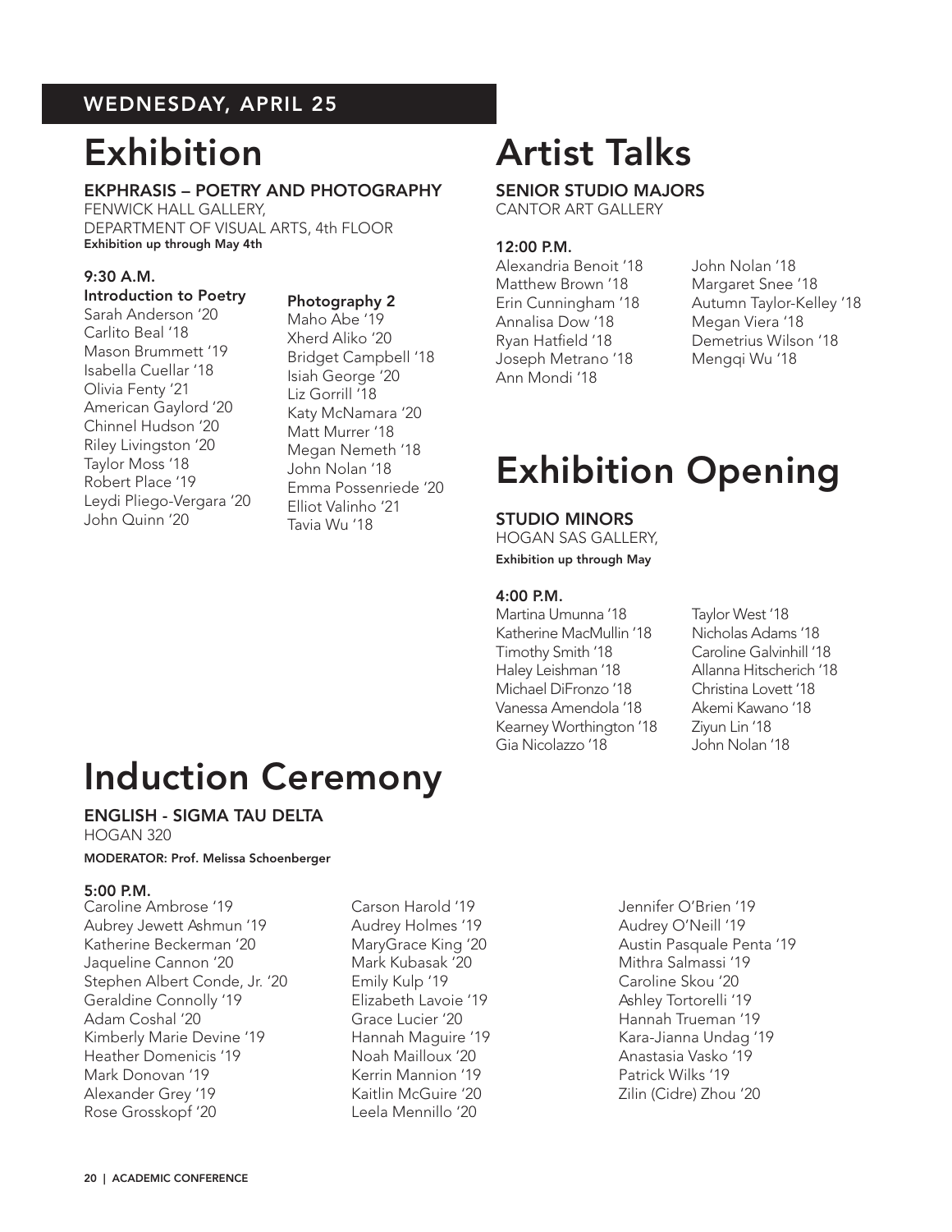## WEDNESDAY, APRIL 25

# Exhibition

### EKPHRASIS – POETRY AND PHOTOGRAPHY

FENWICK HALL GALLERY,
DEPARTMENT OF VISUAL ARTS, 4th FLOOR
**Exhibition up through May 4th**

**9:30 A.M.**

**Introduction to Poetry**
Sarah Anderson '20
Carlito Beal '18
Mason Brummett '19
Isabella Cuellar '18
Olivia Fenty '21
American Gaylord '20
Chinnel Hudson '20
Riley Livingston '20
Taylor Moss '18
Robert Place '19
Leydi Pliego-Vergara '20
John Quinn '20

**Photography 2**
Maho Abe '19
Xherd Aliko '20
Bridget Campbell '18
Isiah George '20
Liz Gorrill '18
Katy McNamara '20
Matt Murrer '18
Megan Nemeth '18
John Nolan '18
Emma Possenriede '20
Elliot Valinho '21
Tavia Wu '18

# Artist Talks

### SENIOR STUDIO MAJORS

CANTOR ART GALLERY

**12:00 P.M.**

Alexandria Benoit '18
Matthew Brown '18
Erin Cunningham '18
Annalisa Dow '18
Ryan Hatfield '18
Joseph Metrano '18
Ann Mondi '18
John Nolan '18
Margaret Snee '18
Autumn Taylor-Kelley '18
Megan Viera '18
Demetrius Wilson '18
Mengqi Wu '18

# Exhibition Opening

### STUDIO MINORS

HOGAN SAS GALLERY,
**Exhibition up through May**

**4:00 P.M.**

Martina Umunna '18
Katherine MacMullin '18
Timothy Smith '18
Haley Leishman '18
Michael DiFronzo '18
Vanessa Amendola '18
Kearney Worthington '18
Gia Nicolazzo '18
Taylor West '18
Nicholas Adams '18
Caroline Galvinhill '18
Allanna Hitscherich '18
Christina Lovett '18
Akemi Kawano '18
Ziyun Lin '18
John Nolan '18

# Induction Ceremony

### ENGLISH - SIGMA TAU DELTA

HOGAN 320

**MODERATOR: Prof. Melissa Schoenberger**

**5:00 P.M.**

Caroline Ambrose '19
Aubrey Jewett Ashmun '19
Katherine Beckerman '20
Jaqueline Cannon '20
Stephen Albert Conde, Jr. '20
Geraldine Connolly '19
Adam Coshal '20
Kimberly Marie Devine '19
Heather Domenicis '19
Mark Donovan '19
Alexander Grey '19
Rose Grosskopf '20
Carson Harold '19
Audrey Holmes '19
MaryGrace King '20
Mark Kubasak '20
Emily Kulp '19
Elizabeth Lavoie '19
Grace Lucier '20
Hannah Maguire '19
Noah Mailloux '20
Kerrin Mannion '19
Kaitlin McGuire '20
Leela Mennillo '20
Jennifer O'Brien '19
Audrey O'Neill '19
Austin Pasquale Penta '19
Mithra Salmassi '19
Caroline Skou '20
Ashley Tortorelli '19
Hannah Trueman '19
Kara-Jianna Undag '19
Anastasia Vasko '19
Patrick Wilks '19
Zilin (Cidre) Zhou '20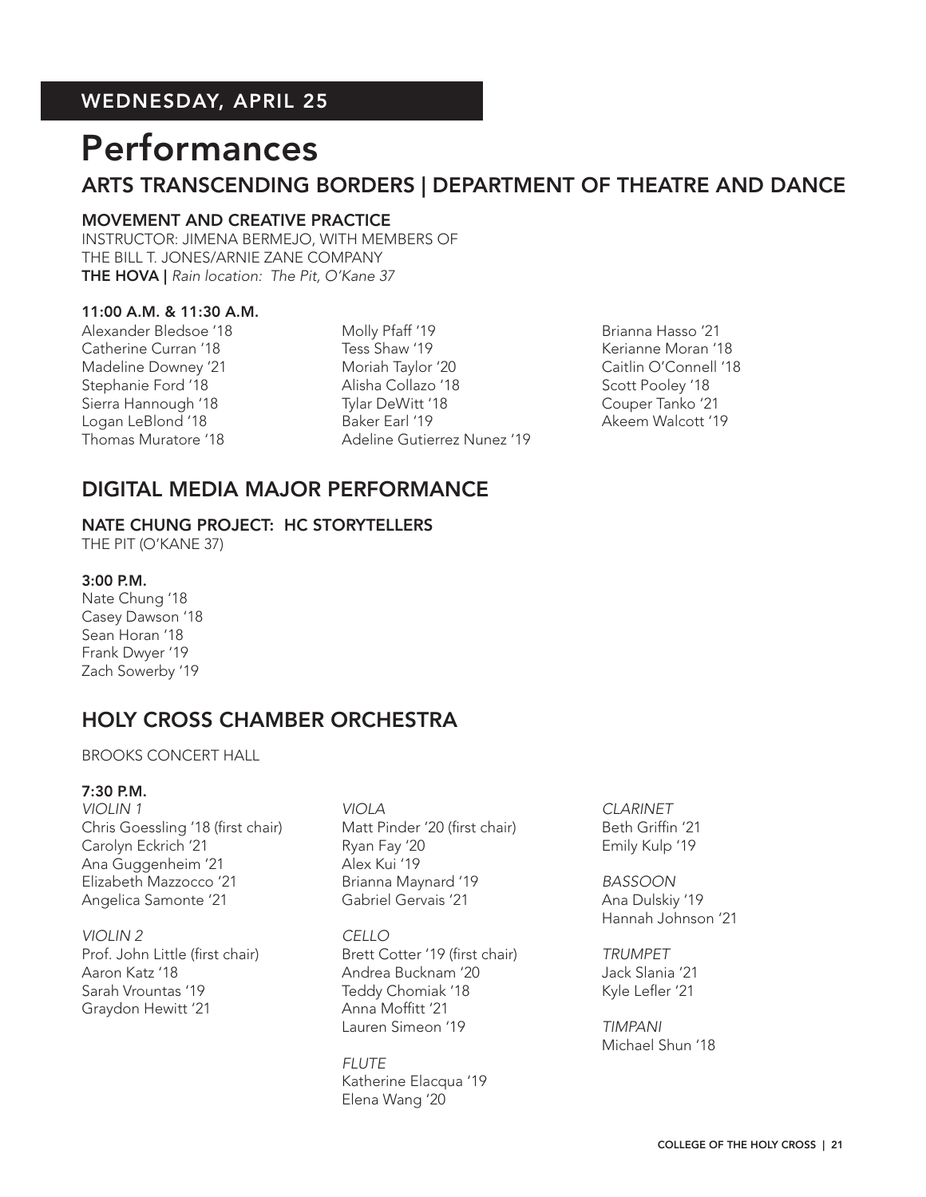**WEDNESDAY, APRIL 25**

# Performances

## ARTS TRANSCENDING BORDERS | DEPARTMENT OF THEATRE AND DANCE

### MOVEMENT AND CREATIVE PRACTICE

INSTRUCTOR: JIMENA BERMEJO, WITH MEMBERS OF THE BILL T. JONES/ARNIE ZANE COMPANY
**THE HOVA |** *Rain location: The Pit, O'Kane 37*

**11:00 A.M. & 11:30 A.M.**

Alexander Bledsoe '18
Catherine Curran '18
Madeline Downey '21
Stephanie Ford '18
Sierra Hannough '18
Logan LeBlond '18
Thomas Muratore '18
Molly Pfaff '19
Tess Shaw '19
Moriah Taylor '20
Alisha Collazo '18
Tylar DeWitt '18
Baker Earl '19
Adeline Gutierrez Nunez '19
Brianna Hasso '21
Kerianne Moran '18
Caitlin O'Connell '18
Scott Pooley '18
Couper Tanko '21
Akeem Walcott '19

## DIGITAL MEDIA MAJOR PERFORMANCE

### NATE CHUNG PROJECT: HC STORYTELLERS

THE PIT (O'KANE 37)

**3:00 P.M.**

Nate Chung '18
Casey Dawson '18
Sean Horan '18
Frank Dwyer '19
Zach Sowerby '19

## HOLY CROSS CHAMBER ORCHESTRA

BROOKS CONCERT HALL

**7:30 P.M.**

*VIOLIN 1*
Chris Goessling '18 (first chair)
Carolyn Eckrich '21
Ana Guggenheim '21
Elizabeth Mazzocco '21
Angelica Samonte '21

*VIOLIN 2*
Prof. John Little (first chair)
Aaron Katz '18
Sarah Vrountas '19
Graydon Hewitt '21

*VIOLA*
Matt Pinder '20 (first chair)
Ryan Fay '20
Alex Kui '19
Brianna Maynard '19
Gabriel Gervais '21

*CELLO*
Brett Cotter '19 (first chair)
Andrea Bucknam '20
Teddy Chomiak '18
Anna Moffitt '21
Lauren Simeon '19

*FLUTE*
Katherine Elacqua '19
Elena Wang '20

*CLARINET*
Beth Griffin '21
Emily Kulp '19

*BASSOON*
Ana Dulskiy '19
Hannah Johnson '21

*TRUMPET*
Jack Slania '21
Kyle Lefler '21

*TIMPANI*
Michael Shun '18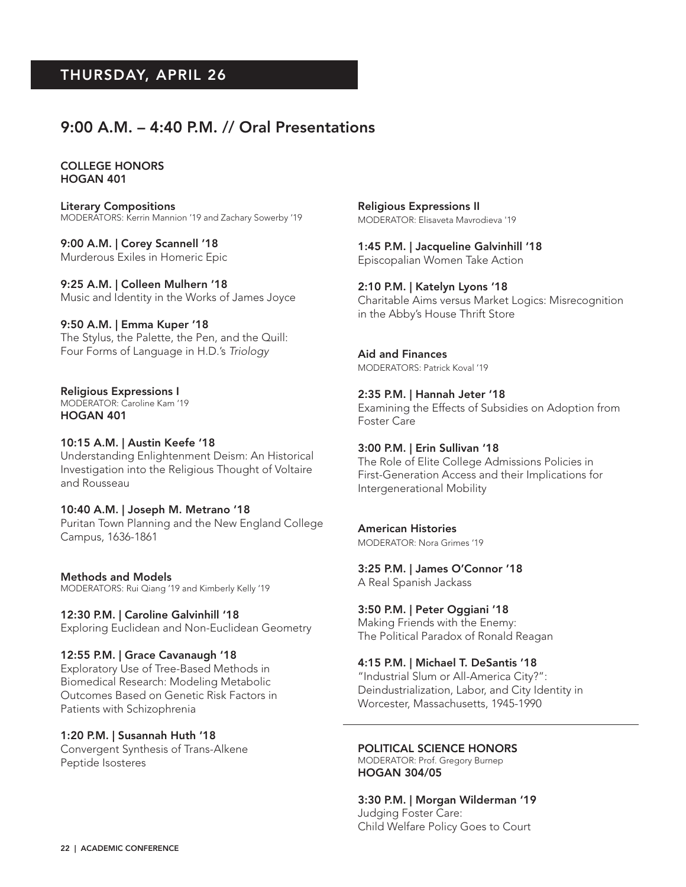## THURSDAY, APRIL 26

## 9:00 A.M. – 4:40 P.M. // Oral Presentations

**COLLEGE HONORS**
**HOGAN 401**

**Literary Compositions**
MODERATORS: Kerrin Mannion '19 and Zachary Sowerby '19

**9:00 A.M. | Corey Scannell '18**
Murderous Exiles in Homeric Epic

**9:25 A.M. | Colleen Mulhern '18**
Music and Identity in the Works of James Joyce

**9:50 A.M. | Emma Kuper '18**
The Stylus, the Palette, the Pen, and the Quill: Four Forms of Language in H.D.'s *Triology*

**Religious Expressions I**
MODERATOR: Caroline Kam '19
**HOGAN 401**

**10:15 A.M. | Austin Keefe '18**
Understanding Enlightenment Deism: An Historical Investigation into the Religious Thought of Voltaire and Rousseau

**10:40 A.M. | Joseph M. Metrano '18**
Puritan Town Planning and the New England College Campus, 1636-1861

**Methods and Models**
MODERATORS: Rui Qiang '19 and Kimberly Kelly '19

**12:30 P.M. | Caroline Galvinhill '18**
Exploring Euclidean and Non-Euclidean Geometry

**12:55 P.M. | Grace Cavanaugh '18**
Exploratory Use of Tree-Based Methods in Biomedical Research: Modeling Metabolic Outcomes Based on Genetic Risk Factors in Patients with Schizophrenia

**1:20 P.M. | Susannah Huth '18**
Convergent Synthesis of Trans-Alkene Peptide Isosteres

**Religious Expressions II**
MODERATOR: Elisaveta Mavrodieva '19

**1:45 P.M. | Jacqueline Galvinhill '18**
Episcopalian Women Take Action

**2:10 P.M. | Katelyn Lyons '18**
Charitable Aims versus Market Logics: Misrecognition in the Abby's House Thrift Store

**Aid and Finances**
MODERATORS: Patrick Koval '19

**2:35 P.M. | Hannah Jeter '18**
Examining the Effects of Subsidies on Adoption from Foster Care

**3:00 P.M. | Erin Sullivan '18**
The Role of Elite College Admissions Policies in First-Generation Access and their Implications for Intergenerational Mobility

**American Histories**
MODERATOR: Nora Grimes '19

**3:25 P.M. | James O'Connor '18**
A Real Spanish Jackass

**3:50 P.M. | Peter Oggiani '18**
Making Friends with the Enemy: The Political Paradox of Ronald Reagan

**4:15 P.M. | Michael T. DeSantis '18**
"Industrial Slum or All-America City?": Deindustrialization, Labor, and City Identity in Worcester, Massachusetts, 1945-1990

---

**POLITICAL SCIENCE HONORS**
MODERATOR: Prof. Gregory Burnep
**HOGAN 304/05**

**3:30 P.M. | Morgan Wilderman '19**
Judging Foster Care: Child Welfare Policy Goes to Court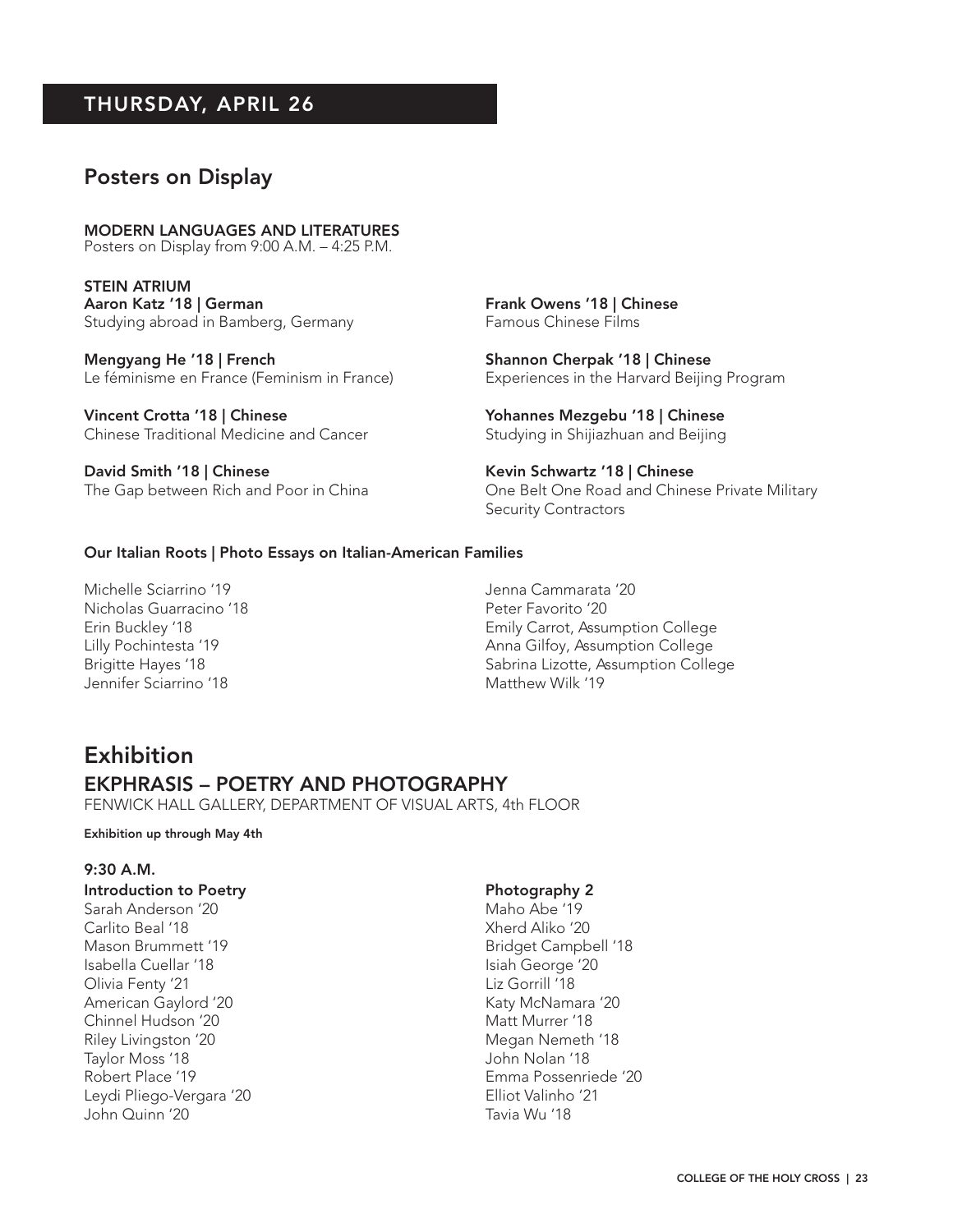## THURSDAY, APRIL 26

## Posters on Display

**MODERN LANGUAGES AND LITERATURES**
Posters on Display from 9:00 A.M. – 4:25 P.M.

**STEIN ATRIUM**

**Aaron Katz '18 | German**
Studying abroad in Bamberg, Germany

**Mengyang He '18 | French**
Le féminisme en France (Feminism in France)

**Vincent Crotta '18 | Chinese**
Chinese Traditional Medicine and Cancer

**David Smith '18 | Chinese**
The Gap between Rich and Poor in China

**Frank Owens '18 | Chinese**
Famous Chinese Films

**Shannon Cherpak '18 | Chinese**
Experiences in the Harvard Beijing Program

**Yohannes Mezgebu '18 | Chinese**
Studying in Shijiazhuan and Beijing

**Kevin Schwartz '18 | Chinese**
One Belt One Road and Chinese Private Military Security Contractors

**Our Italian Roots | Photo Essays on Italian-American Families**

Michelle Sciarrino '19
Nicholas Guarracino '18
Erin Buckley '18
Lilly Pochintesta '19
Brigitte Hayes '18
Jennifer Sciarrino '18
Jenna Cammarata '20
Peter Favorito '20
Emily Carrot, Assumption College
Anna Gilfoy, Assumption College
Sabrina Lizotte, Assumption College
Matthew Wilk '19

## Exhibition

### EKPHRASIS – POETRY AND PHOTOGRAPHY

FENWICK HALL GALLERY, DEPARTMENT OF VISUAL ARTS, 4th FLOOR

**Exhibition up through May 4th**

**9:30 A.M.**

**Introduction to Poetry**
Sarah Anderson '20
Carlito Beal '18
Mason Brummett '19
Isabella Cuellar '18
Olivia Fenty '21
American Gaylord '20
Chinnel Hudson '20
Riley Livingston '20
Taylor Moss '18
Robert Place '19
Leydi Pliego-Vergara '20
John Quinn '20

**Photography 2**
Maho Abe '19
Xherd Aliko '20
Bridget Campbell '18
Isiah George '20
Liz Gorrill '18
Katy McNamara '20
Matt Murrer '18
Megan Nemeth '18
John Nolan '18
Emma Possenriede '20
Elliot Valinho '21
Tavia Wu '18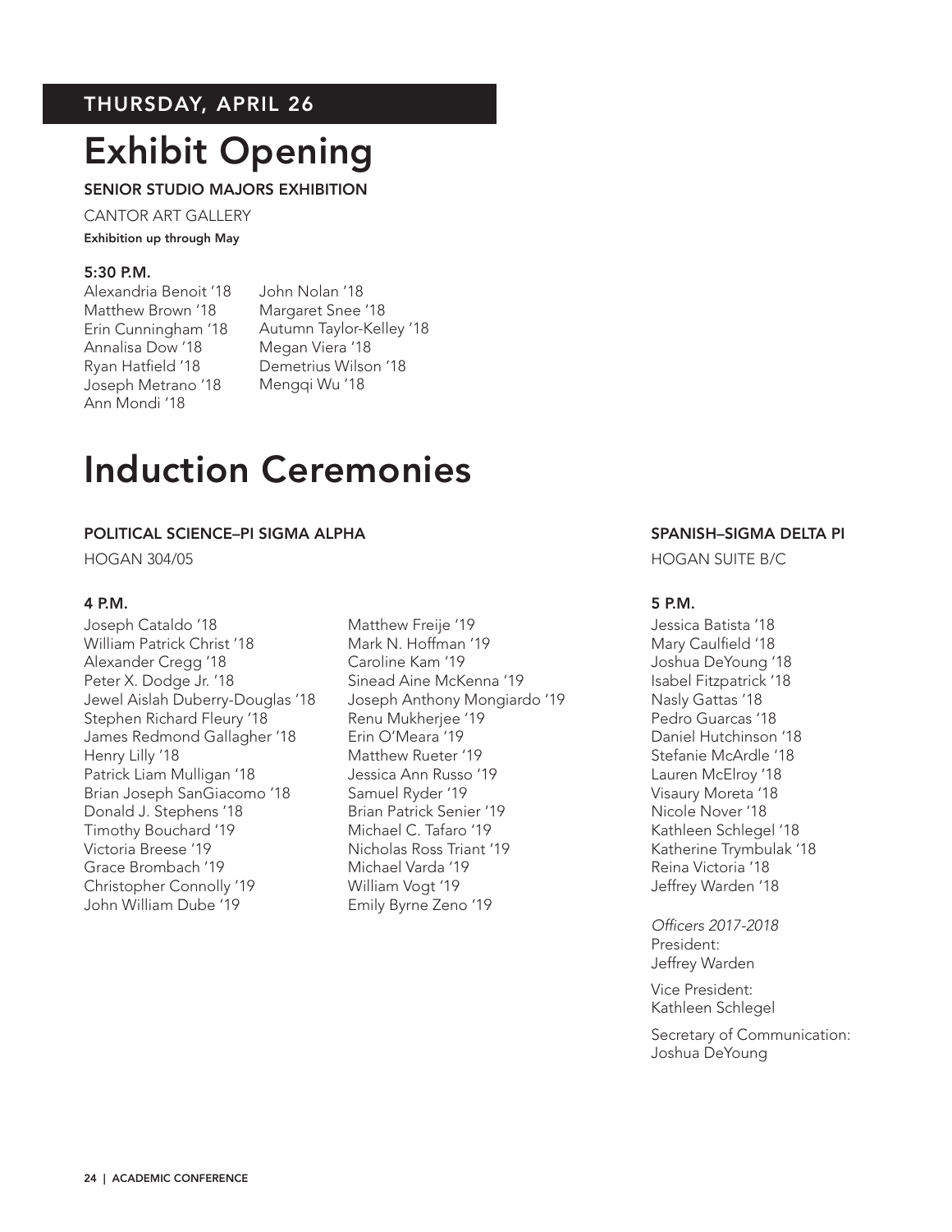## THURSDAY, APRIL 26

# Exhibit Opening

### SENIOR STUDIO MAJORS EXHIBITION

CANTOR ART GALLERY

**Exhibition up through May**

**5:30 P.M.**

Alexandria Benoit '18
Matthew Brown '18
Erin Cunningham '18
Annalisa Dow '18
Ryan Hatfield '18
Joseph Metrano '18
Ann Mondi '18
John Nolan '18
Margaret Snee '18
Autumn Taylor-Kelley '18
Megan Viera '18
Demetrius Wilson '18
Mengqi Wu '18

# Induction Ceremonies

### POLITICAL SCIENCE–PI SIGMA ALPHA

HOGAN 304/05

**4 P.M.**

Joseph Cataldo '18
William Patrick Christ '18
Alexander Cregg '18
Peter X. Dodge Jr. '18
Jewel Aislah Duberry-Douglas '18
Stephen Richard Fleury '18
James Redmond Gallagher '18
Henry Lilly '18
Patrick Liam Mulligan '18
Brian Joseph SanGiacomo '18
Donald J. Stephens '18
Timothy Bouchard '19
Victoria Breese '19
Grace Brombach '19
Christopher Connolly '19
John William Dube '19
Matthew Freije '19
Mark N. Hoffman '19
Caroline Kam '19
Sinead Aine McKenna '19
Joseph Anthony Mongiardo '19
Renu Mukherjee '19
Erin O'Meara '19
Matthew Rueter '19
Jessica Ann Russo '19
Samuel Ryder '19
Brian Patrick Senier '19
Michael C. Tafaro '19
Nicholas Ross Triant '19
Michael Varda '19
William Vogt '19
Emily Byrne Zeno '19

### SPANISH–SIGMA DELTA PI

HOGAN SUITE B/C

**5 P.M.**

Jessica Batista '18
Mary Caulfield '18
Joshua DeYoung '18
Isabel Fitzpatrick '18
Nasly Gattas '18
Pedro Guarcas '18
Daniel Hutchinson '18
Stefanie McArdle '18
Lauren McElroy '18
Visaury Moreta '18
Nicole Nover '18
Kathleen Schlegel '18
Katherine Trymbulak '18
Reina Victoria '18
Jeffrey Warden '18

*Officers 2017-2018*

President:
Jeffrey Warden

Vice President:
Kathleen Schlegel

Secretary of Communication:
Joshua DeYoung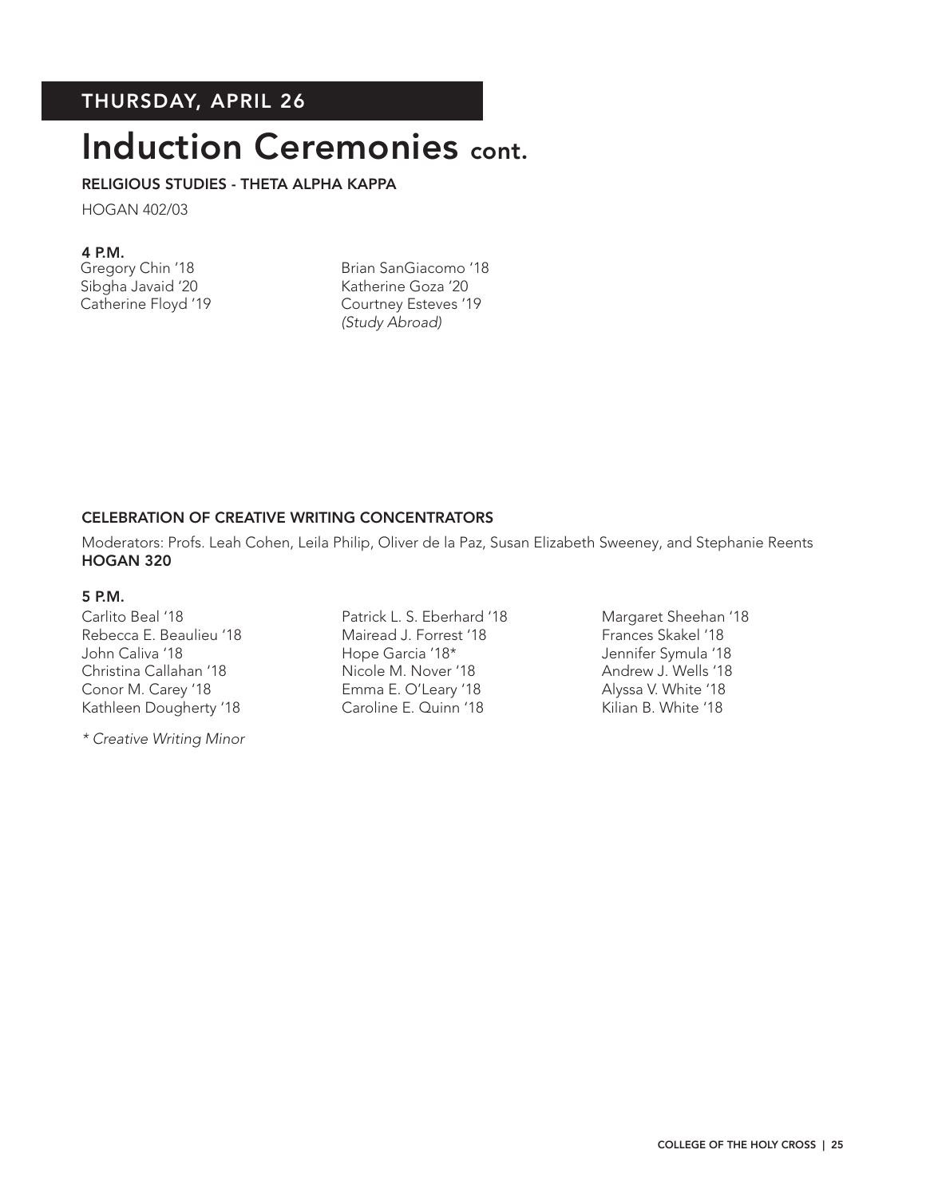## THURSDAY, APRIL 26

# Induction Ceremonies cont.

### RELIGIOUS STUDIES - THETA ALPHA KAPPA

HOGAN 402/03

**4 P.M.**

Gregory Chin '18
Sibgha Javaid '20
Catherine Floyd '19
Brian SanGiacomo '18
Katherine Goza '20
Courtney Esteves '19 *(Study Abroad)*

### CELEBRATION OF CREATIVE WRITING CONCENTRATORS

Moderators: Profs. Leah Cohen, Leila Philip, Oliver de la Paz, Susan Elizabeth Sweeney, and Stephanie Reents
**HOGAN 320**

**5 P.M.**

Carlito Beal '18
Rebecca E. Beaulieu '18
John Caliva '18
Christina Callahan '18
Conor M. Carey '18
Kathleen Dougherty '18
Patrick L. S. Eberhard '18
Mairead J. Forrest '18
Hope Garcia '18*
Nicole M. Nover '18
Emma E. O'Leary '18
Caroline E. Quinn '18
Margaret Sheehan '18
Frances Skakel '18
Jennifer Symula '18
Andrew J. Wells '18
Alyssa V. White '18
Kilian B. White '18

*\* Creative Writing Minor*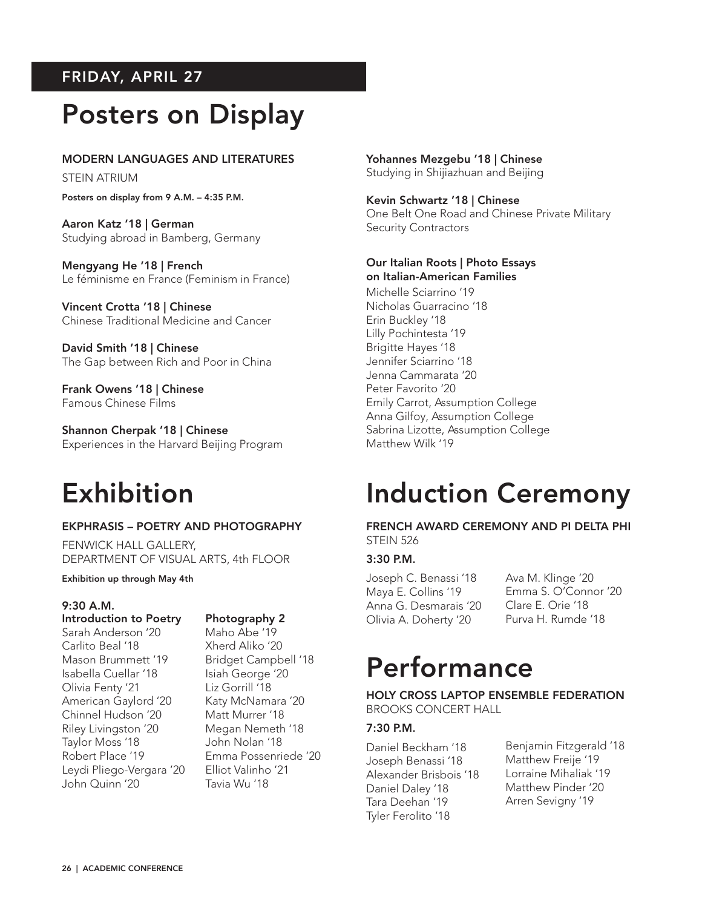FRIDAY, APRIL 27

# Posters on Display

**MODERN LANGUAGES AND LITERATURES**

STEIN ATRIUM

**Posters on display from 9 A.M. – 4:35 P.M.**

**Aaron Katz '18 | German**
Studying abroad in Bamberg, Germany

**Mengyang He '18 | French**
Le féminisme en France (Feminism in France)

**Vincent Crotta '18 | Chinese**
Chinese Traditional Medicine and Cancer

**David Smith '18 | Chinese**
The Gap between Rich and Poor in China

**Frank Owens '18 | Chinese**
Famous Chinese Films

**Shannon Cherpak '18 | Chinese**
Experiences in the Harvard Beijing Program

**Yohannes Mezgebu '18 | Chinese**
Studying in Shijiazhuan and Beijing

**Kevin Schwartz '18 | Chinese**
One Belt One Road and Chinese Private Military Security Contractors

**Our Italian Roots | Photo Essays on Italian-American Families**

Michelle Sciarrino '19
Nicholas Guarracino '18
Erin Buckley '18
Lilly Pochintesta '19
Brigitte Hayes '18
Jennifer Sciarrino '18
Jenna Cammarata '20
Peter Favorito '20
Emily Carrot, Assumption College
Anna Gilfoy, Assumption College
Sabrina Lizotte, Assumption College
Matthew Wilk '19

# Exhibition

**EKPHRASIS – POETRY AND PHOTOGRAPHY**

FENWICK HALL GALLERY,
DEPARTMENT OF VISUAL ARTS, 4th FLOOR

**Exhibition up through May 4th**

**9:30 A.M.**

**Introduction to Poetry**

Sarah Anderson '20
Carlito Beal '18
Mason Brummett '19
Isabella Cuellar '18
Olivia Fenty '21
American Gaylord '20
Chinnel Hudson '20
Riley Livingston '20
Taylor Moss '18
Robert Place '19
Leydi Pliego-Vergara '20
John Quinn '20

**Photography 2**

Maho Abe '19
Xherd Aliko '20
Bridget Campbell '18
Isiah George '20
Liz Gorrill '18
Katy McNamara '20
Matt Murrer '18
Megan Nemeth '18
John Nolan '18
Emma Possenriede '20
Elliot Valinho '21
Tavia Wu '18

# Induction Ceremony

**FRENCH AWARD CEREMONY AND PI DELTA PHI**

STEIN 526

**3:30 P.M.**

Joseph C. Benassi '18
Maya E. Collins '19
Anna G. Desmarais '20
Olivia A. Doherty '20
Ava M. Klinge '20
Emma S. O'Connor '20
Clare E. Orie '18
Purva H. Rumde '18

# Performance

**HOLY CROSS LAPTOP ENSEMBLE FEDERATION**

BROOKS CONCERT HALL

**7:30 P.M.**

Daniel Beckham '18
Joseph Benassi '18
Alexander Brisbois '18
Daniel Daley '18
Tara Deehan '19
Tyler Ferolito '18
Benjamin Fitzgerald '18
Matthew Freije '19
Lorraine Mihaliak '19
Matthew Pinder '20
Arren Sevigny '19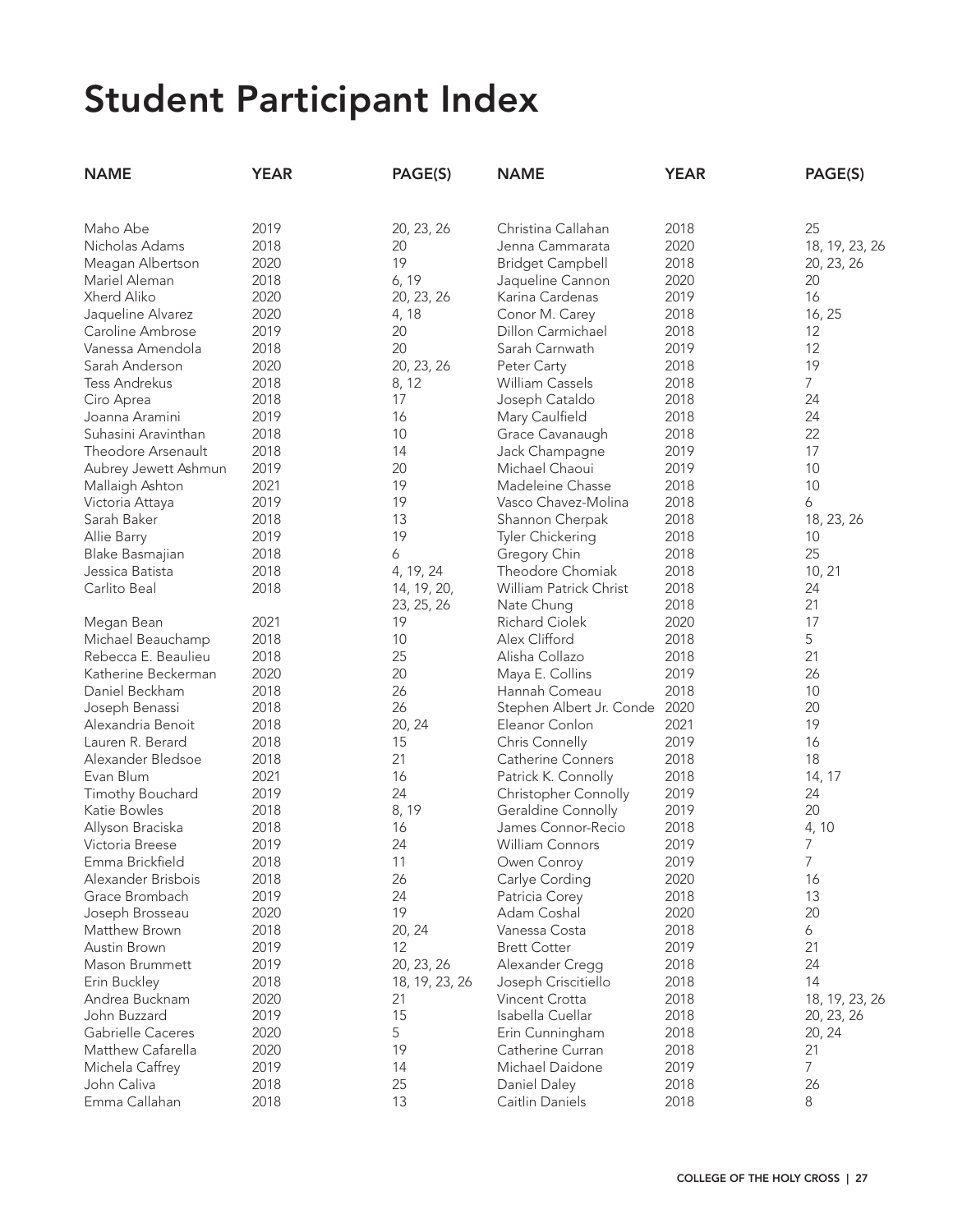# Student Participant Index

| NAME | YEAR | PAGE(S) |
|---|---|---|
| Maho Abe | 2019 | 20, 23, 26 |
| Nicholas Adams | 2018 | 20 |
| Meagan Albertson | 2020 | 19 |
| Mariel Aleman | 2018 | 6, 19 |
| Xherd Aliko | 2020 | 20, 23, 26 |
| Jaqueline Alvarez | 2020 | 4, 18 |
| Caroline Ambrose | 2019 | 20 |
| Vanessa Amendola | 2018 | 20 |
| Sarah Anderson | 2020 | 20, 23, 26 |
| Tess Andrekus | 2018 | 8, 12 |
| Ciro Aprea | 2018 | 17 |
| Joanna Aramini | 2019 | 16 |
| Suhasini Aravinthan | 2018 | 10 |
| Theodore Arsenault | 2018 | 14 |
| Aubrey Jewett Ashmun | 2019 | 20 |
| Mallaigh Ashton | 2021 | 19 |
| Victoria Attaya | 2019 | 19 |
| Sarah Baker | 2018 | 13 |
| Allie Barry | 2019 | 19 |
| Blake Basmajian | 2018 | 6 |
| Jessica Batista | 2018 | 4, 19, 24 |
| Carlito Beal | 2018 | 14, 19, 20, 23, 25, 26 |
| Megan Bean | 2021 | 19 |
| Michael Beauchamp | 2018 | 10 |
| Rebecca E. Beaulieu | 2018 | 25 |
| Katherine Beckerman | 2020 | 20 |
| Daniel Beckham | 2018 | 26 |
| Joseph Benassi | 2018 | 26 |
| Alexandria Benoit | 2018 | 20, 24 |
| Lauren R. Berard | 2018 | 15 |
| Alexander Bledsoe | 2018 | 21 |
| Evan Blum | 2021 | 16 |
| Timothy Bouchard | 2019 | 24 |
| Katie Bowles | 2018 | 8, 19 |
| Allyson Braciska | 2018 | 16 |
| Victoria Breese | 2019 | 24 |
| Emma Brickfield | 2018 | 11 |
| Alexander Brisbois | 2018 | 26 |
| Grace Brombach | 2019 | 24 |
| Joseph Brosseau | 2020 | 19 |
| Matthew Brown | 2018 | 20, 24 |
| Austin Brown | 2019 | 12 |
| Mason Brummett | 2019 | 20, 23, 26 |
| Erin Buckley | 2018 | 18, 19, 23, 26 |
| Andrea Bucknam | 2020 | 21 |
| John Buzzard | 2019 | 15 |
| Gabrielle Caceres | 2020 | 5 |
| Matthew Cafarella | 2020 | 19 |
| Michela Caffrey | 2019 | 14 |
| John Caliva | 2018 | 25 |
| Emma Callahan | 2018 | 13 |
| Christina Callahan | 2018 | 25 |
| Jenna Cammarata | 2020 | 18, 19, 23, 26 |
| Bridget Campbell | 2018 | 20, 23, 26 |
| Jaqueline Cannon | 2020 | 20 |
| Karina Cardenas | 2019 | 16 |
| Conor M. Carey | 2018 | 16, 25 |
| Dillon Carmichael | 2018 | 12 |
| Sarah Carnwath | 2019 | 12 |
| Peter Carty | 2018 | 19 |
| William Cassels | 2018 | 7 |
| Joseph Cataldo | 2018 | 24 |
| Mary Caulfield | 2018 | 24 |
| Grace Cavanaugh | 2018 | 22 |
| Jack Champagne | 2019 | 17 |
| Michael Chaoui | 2019 | 10 |
| Madeleine Chasse | 2018 | 10 |
| Vasco Chavez-Molina | 2018 | 6 |
| Shannon Cherpak | 2018 | 18, 23, 26 |
| Tyler Chickering | 2018 | 10 |
| Gregory Chin | 2018 | 25 |
| Theodore Chomiak | 2018 | 10, 21 |
| William Patrick Christ | 2018 | 24 |
| Nate Chung | 2018 | 21 |
| Richard Ciolek | 2020 | 17 |
| Alex Clifford | 2018 | 5 |
| Alisha Collazo | 2018 | 21 |
| Maya E. Collins | 2019 | 26 |
| Hannah Comeau | 2018 | 10 |
| Stephen Albert Jr. Conde | 2020 | 20 |
| Eleanor Conlon | 2021 | 19 |
| Chris Connelly | 2019 | 16 |
| Catherine Conners | 2018 | 18 |
| Patrick K. Connolly | 2018 | 14, 17 |
| Christopher Connolly | 2019 | 24 |
| Geraldine Connolly | 2019 | 20 |
| James Connor-Recio | 2018 | 4, 10 |
| William Connors | 2019 | 7 |
| Owen Conroy | 2019 | 7 |
| Carlye Cording | 2020 | 16 |
| Patricia Corey | 2018 | 13 |
| Adam Coshal | 2020 | 20 |
| Vanessa Costa | 2018 | 6 |
| Brett Cotter | 2019 | 21 |
| Alexander Cregg | 2018 | 24 |
| Joseph Criscitiello | 2018 | 14 |
| Vincent Crotta | 2018 | 18, 19, 23, 26 |
| Isabella Cuellar | 2018 | 20, 23, 26 |
| Erin Cunningham | 2018 | 20, 24 |
| Catherine Curran | 2018 | 21 |
| Michael Daidone | 2019 | 7 |
| Daniel Daley | 2018 | 26 |
| Caitlin Daniels | 2018 | 8 |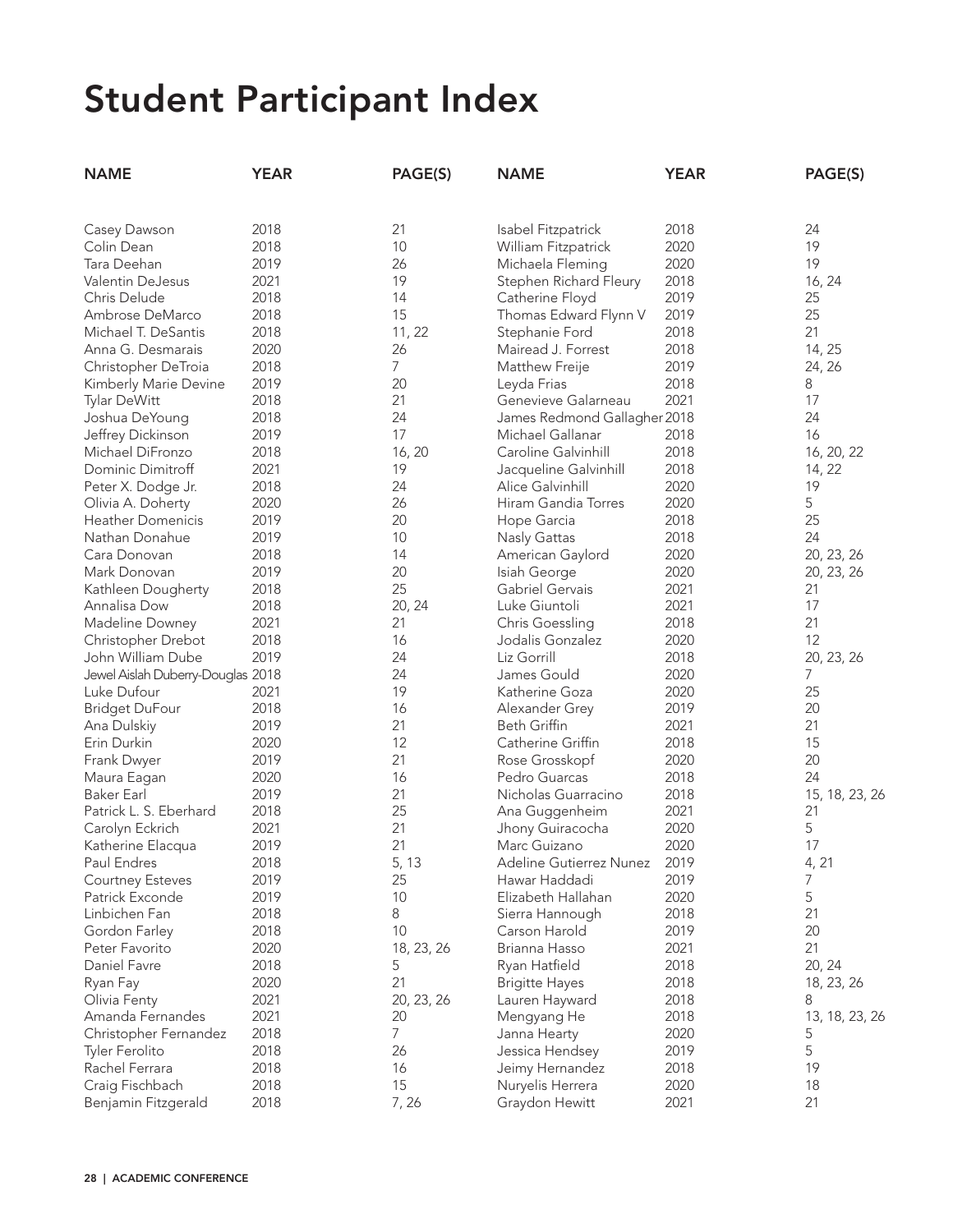# Student Participant Index

| NAME | YEAR | PAGE(S) |
|---|---|---|
| Casey Dawson | 2018 | 21 |
| Colin Dean | 2018 | 10 |
| Tara Deehan | 2019 | 26 |
| Valentin DeJesus | 2021 | 19 |
| Chris Delude | 2018 | 14 |
| Ambrose DeMarco | 2018 | 15 |
| Michael T. DeSantis | 2018 | 11, 22 |
| Anna G. Desmarais | 2020 | 26 |
| Christopher DeTroia | 2018 | 7 |
| Kimberly Marie Devine | 2019 | 20 |
| Tylar DeWitt | 2018 | 21 |
| Joshua DeYoung | 2018 | 24 |
| Jeffrey Dickinson | 2019 | 17 |
| Michael DiFronzo | 2018 | 16, 20 |
| Dominic Dimitroff | 2021 | 19 |
| Peter X. Dodge Jr. | 2018 | 24 |
| Olivia A. Doherty | 2020 | 26 |
| Heather Domenicis | 2019 | 20 |
| Nathan Donahue | 2019 | 10 |
| Cara Donovan | 2018 | 14 |
| Mark Donovan | 2019 | 20 |
| Kathleen Dougherty | 2018 | 25 |
| Annalisa Dow | 2018 | 20, 24 |
| Madeline Downey | 2021 | 21 |
| Christopher Drebot | 2018 | 16 |
| John William Dube | 2019 | 24 |
| Jewel Aislah Duberry-Douglas | 2018 | 24 |
| Luke Dufour | 2021 | 19 |
| Bridget DuFour | 2018 | 16 |
| Ana Dulskiy | 2019 | 21 |
| Erin Durkin | 2020 | 12 |
| Frank Dwyer | 2019 | 21 |
| Maura Eagan | 2020 | 16 |
| Baker Earl | 2019 | 21 |
| Patrick L. S. Eberhard | 2018 | 25 |
| Carolyn Eckrich | 2021 | 21 |
| Katherine Elacqua | 2019 | 21 |
| Paul Endres | 2018 | 5, 13 |
| Courtney Esteves | 2019 | 25 |
| Patrick Exconde | 2019 | 10 |
| Linbichen Fan | 2018 | 8 |
| Gordon Farley | 2018 | 10 |
| Peter Favorito | 2020 | 18, 23, 26 |
| Daniel Favre | 2018 | 5 |
| Ryan Fay | 2020 | 21 |
| Olivia Fenty | 2021 | 20, 23, 26 |
| Amanda Fernandes | 2021 | 20 |
| Christopher Fernandez | 2018 | 7 |
| Tyler Ferolito | 2018 | 26 |
| Rachel Ferrara | 2018 | 16 |
| Craig Fischbach | 2018 | 15 |
| Benjamin Fitzgerald | 2018 | 7, 26 |
| Isabel Fitzpatrick | 2018 | 24 |
| William Fitzpatrick | 2020 | 19 |
| Michaela Fleming | 2020 | 19 |
| Stephen Richard Fleury | 2018 | 16, 24 |
| Catherine Floyd | 2019 | 25 |
| Thomas Edward Flynn V | 2019 | 25 |
| Stephanie Ford | 2018 | 21 |
| Mairead J. Forrest | 2018 | 14, 25 |
| Matthew Freije | 2019 | 24, 26 |
| Leyda Frias | 2018 | 8 |
| Genevieve Galarneau | 2021 | 17 |
| James Redmond Gallagher | 2018 | 24 |
| Michael Gallanar | 2018 | 16 |
| Caroline Galvinhill | 2018 | 16, 20, 22 |
| Jacqueline Galvinhill | 2018 | 14, 22 |
| Alice Galvinhill | 2020 | 19 |
| Hiram Gandia Torres | 2020 | 5 |
| Hope Garcia | 2018 | 25 |
| Nasly Gattas | 2018 | 24 |
| American Gaylord | 2020 | 20, 23, 26 |
| Isiah George | 2020 | 20, 23, 26 |
| Gabriel Gervais | 2021 | 21 |
| Luke Giuntoli | 2021 | 17 |
| Chris Goessling | 2018 | 21 |
| Jodalis Gonzalez | 2020 | 12 |
| Liz Gorrill | 2018 | 20, 23, 26 |
| James Gould | 2020 | 7 |
| Katherine Goza | 2020 | 25 |
| Alexander Grey | 2019 | 20 |
| Beth Griffin | 2021 | 21 |
| Catherine Griffin | 2018 | 15 |
| Rose Grosskopf | 2020 | 20 |
| Pedro Guarcas | 2018 | 24 |
| Nicholas Guarracino | 2018 | 15, 18, 23, 26 |
| Ana Guggenheim | 2021 | 21 |
| Jhony Guiracocha | 2020 | 5 |
| Marc Guizano | 2020 | 17 |
| Adeline Gutierrez Nunez | 2019 | 4, 21 |
| Hawar Haddadi | 2019 | 7 |
| Elizabeth Hallahan | 2020 | 5 |
| Sierra Hannough | 2018 | 21 |
| Carson Harold | 2019 | 20 |
| Brianna Hasso | 2021 | 21 |
| Ryan Hatfield | 2018 | 20, 24 |
| Brigitte Hayes | 2018 | 18, 23, 26 |
| Lauren Hayward | 2018 | 8 |
| Mengyang He | 2018 | 13, 18, 23, 26 |
| Janna Hearty | 2020 | 5 |
| Jessica Hendsey | 2019 | 5 |
| Jeimy Hernandez | 2018 | 19 |
| Nuryelis Herrera | 2020 | 18 |
| Graydon Hewitt | 2021 | 21 |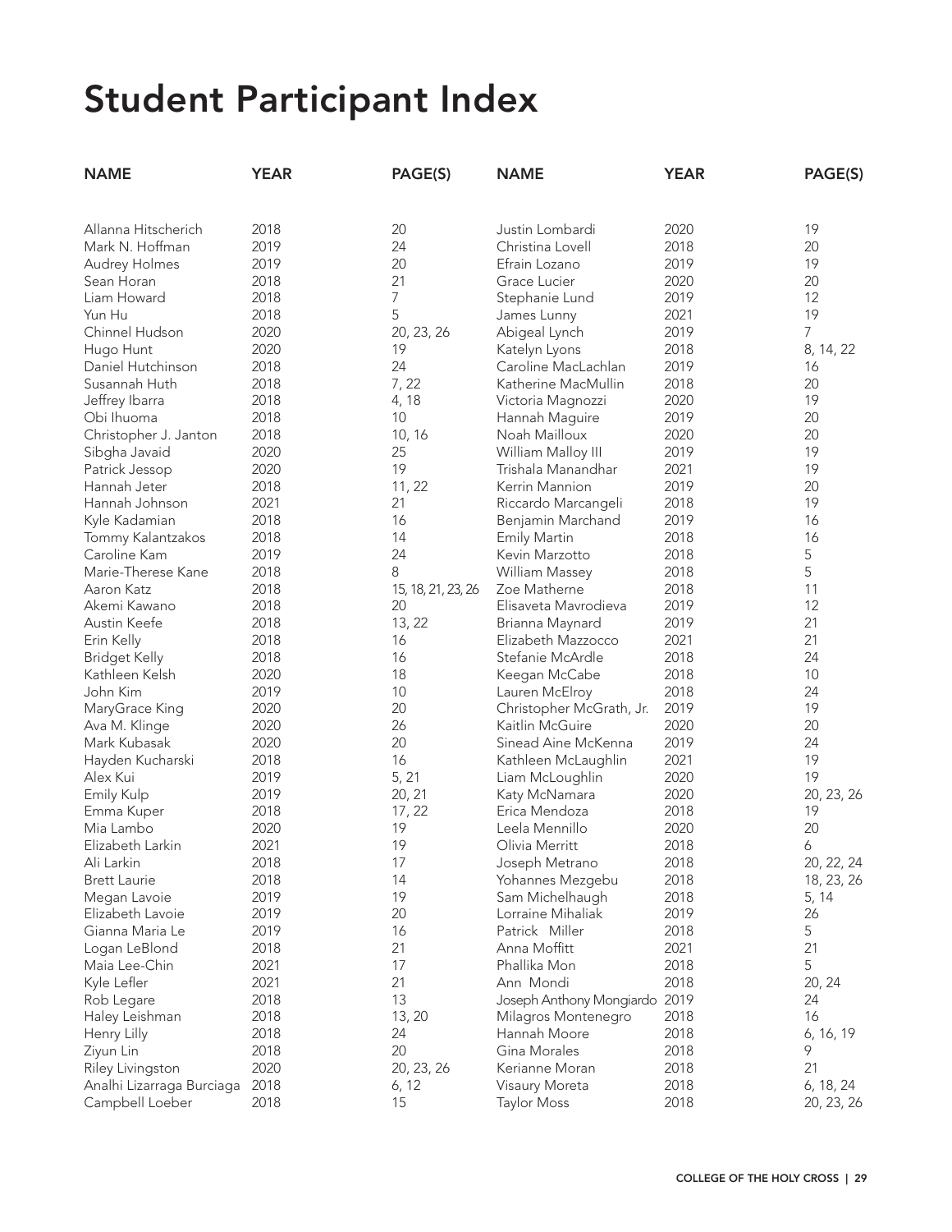# Student Participant Index

| NAME | YEAR | PAGE(S) |
|---|---|---|
| Allanna Hitscherich | 2018 | 20 |
| Mark N. Hoffman | 2019 | 24 |
| Audrey Holmes | 2019 | 20 |
| Sean Horan | 2018 | 21 |
| Liam Howard | 2018 | 7 |
| Yun Hu | 2018 | 5 |
| Chinnel Hudson | 2020 | 20, 23, 26 |
| Hugo Hunt | 2020 | 19 |
| Daniel Hutchinson | 2018 | 24 |
| Susannah Huth | 2018 | 7, 22 |
| Jeffrey Ibarra | 2018 | 4, 18 |
| Obi Ihuoma | 2018 | 10 |
| Christopher J. Janton | 2018 | 10, 16 |
| Sibgha Javaid | 2020 | 25 |
| Patrick Jessop | 2020 | 19 |
| Hannah Jeter | 2018 | 11, 22 |
| Hannah Johnson | 2021 | 21 |
| Kyle Kadamian | 2018 | 16 |
| Tommy Kalantzakos | 2018 | 14 |
| Caroline Kam | 2019 | 24 |
| Marie-Therese Kane | 2018 | 8 |
| Aaron Katz | 2018 | 15, 18, 21, 23, 26 |
| Akemi Kawano | 2018 | 20 |
| Austin Keefe | 2018 | 13, 22 |
| Erin Kelly | 2018 | 16 |
| Bridget Kelly | 2018 | 16 |
| Kathleen Kelsh | 2020 | 18 |
| John Kim | 2019 | 10 |
| MaryGrace King | 2020 | 20 |
| Ava M. Klinge | 2020 | 26 |
| Mark Kubasak | 2020 | 20 |
| Hayden Kucharski | 2018 | 16 |
| Alex Kui | 2019 | 5, 21 |
| Emily Kulp | 2019 | 20, 21 |
| Emma Kuper | 2018 | 17, 22 |
| Mia Lambo | 2020 | 19 |
| Elizabeth Larkin | 2021 | 19 |
| Ali Larkin | 2018 | 17 |
| Brett Laurie | 2018 | 14 |
| Megan Lavoie | 2019 | 19 |
| Elizabeth Lavoie | 2019 | 20 |
| Gianna Maria Le | 2019 | 16 |
| Logan LeBlond | 2018 | 21 |
| Maia Lee-Chin | 2021 | 17 |
| Kyle Lefler | 2021 | 21 |
| Rob Legare | 2018 | 13 |
| Haley Leishman | 2018 | 13, 20 |
| Henry Lilly | 2018 | 24 |
| Ziyun Lin | 2018 | 20 |
| Riley Livingston | 2020 | 20, 23, 26 |
| Analhi Lizarraga Burciaga | 2018 | 6, 12 |
| Campbell Loeber | 2018 | 15 |
| Justin Lombardi | 2020 | 19 |
| Christina Lovell | 2018 | 20 |
| Efrain Lozano | 2019 | 19 |
| Grace Lucier | 2020 | 20 |
| Stephanie Lund | 2019 | 12 |
| James Lunny | 2021 | 19 |
| Abigeal Lynch | 2019 | 7 |
| Katelyn Lyons | 2018 | 8, 14, 22 |
| Caroline MacLachlan | 2019 | 16 |
| Katherine MacMullin | 2018 | 20 |
| Victoria Magnozzi | 2020 | 19 |
| Hannah Maguire | 2019 | 20 |
| Noah Mailloux | 2020 | 20 |
| William Malloy III | 2019 | 19 |
| Trishala Manandhar | 2021 | 19 |
| Kerrin Mannion | 2019 | 20 |
| Riccardo Marcangeli | 2018 | 19 |
| Benjamin Marchand | 2019 | 16 |
| Emily Martin | 2018 | 16 |
| Kevin Marzotto | 2018 | 5 |
| William Massey | 2018 | 5 |
| Zoe Matherne | 2018 | 11 |
| Elisaveta Mavrodieva | 2019 | 12 |
| Brianna Maynard | 2019 | 21 |
| Elizabeth Mazzocco | 2021 | 21 |
| Stefanie McArdle | 2018 | 24 |
| Keegan McCabe | 2018 | 10 |
| Lauren McElroy | 2018 | 24 |
| Christopher McGrath, Jr. | 2019 | 19 |
| Kaitlin McGuire | 2020 | 20 |
| Sinead Aine McKenna | 2019 | 24 |
| Kathleen McLaughlin | 2021 | 19 |
| Liam McLoughlin | 2020 | 19 |
| Katy McNamara | 2020 | 20, 23, 26 |
| Erica Mendoza | 2018 | 19 |
| Leela Mennillo | 2020 | 20 |
| Olivia Merritt | 2018 | 6 |
| Joseph Metrano | 2018 | 20, 22, 24 |
| Yohannes Mezgebu | 2018 | 18, 23, 26 |
| Sam Michelhaugh | 2018 | 5, 14 |
| Lorraine Mihaliak | 2019 | 26 |
| Patrick Miller | 2018 | 5 |
| Anna Moffitt | 2021 | 21 |
| Phallika Mon | 2018 | 5 |
| Ann Mondi | 2018 | 20, 24 |
| Joseph Anthony Mongiardo | 2019 | 24 |
| Milagros Montenegro | 2018 | 16 |
| Hannah Moore | 2018 | 6, 16, 19 |
| Gina Morales | 2018 | 9 |
| Kerianne Moran | 2018 | 21 |
| Visaury Moreta | 2018 | 6, 18, 24 |
| Taylor Moss | 2018 | 20, 23, 26 |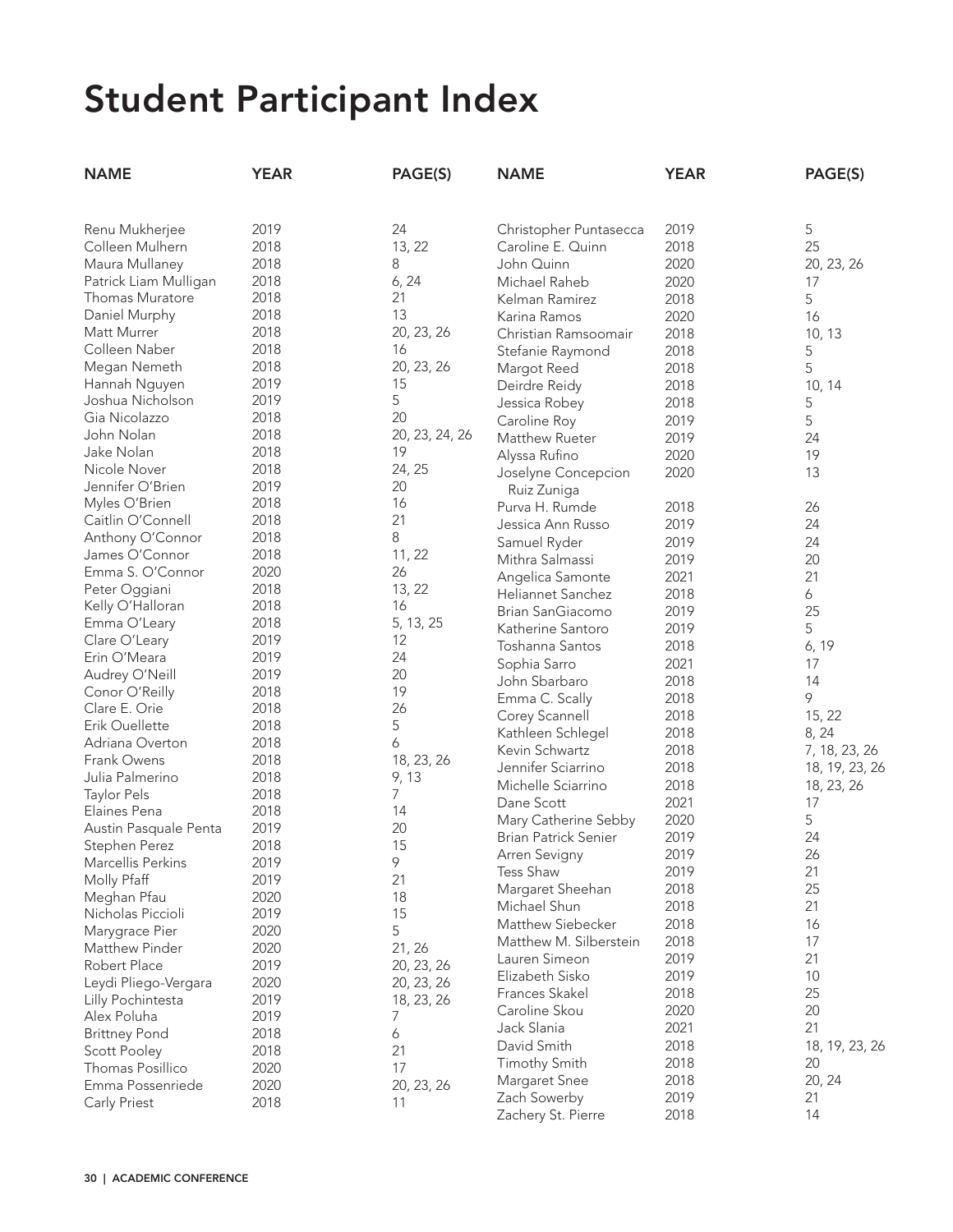# Student Participant Index

| NAME | YEAR | PAGE(S) |
|---|---|---|
| Renu Mukherjee | 2019 | 24 |
| Colleen Mulhern | 2018 | 13, 22 |
| Maura Mullaney | 2018 | 8 |
| Patrick Liam Mulligan | 2018 | 6, 24 |
| Thomas Muratore | 2018 | 21 |
| Daniel Murphy | 2018 | 13 |
| Matt Murrer | 2018 | 20, 23, 26 |
| Colleen Naber | 2018 | 16 |
| Megan Nemeth | 2018 | 20, 23, 26 |
| Hannah Nguyen | 2019 | 15 |
| Joshua Nicholson | 2019 | 5 |
| Gia Nicolazzo | 2018 | 20 |
| John Nolan | 2018 | 20, 23, 24, 26 |
| Jake Nolan | 2018 | 19 |
| Nicole Nover | 2018 | 24, 25 |
| Jennifer O'Brien | 2019 | 20 |
| Myles O'Brien | 2018 | 16 |
| Caitlin O'Connell | 2018 | 21 |
| Anthony O'Connor | 2018 | 8 |
| James O'Connor | 2018 | 11, 22 |
| Emma S. O'Connor | 2020 | 26 |
| Peter Oggiani | 2018 | 13, 22 |
| Kelly O'Halloran | 2018 | 16 |
| Emma O'Leary | 2018 | 5, 13, 25 |
| Clare O'Leary | 2019 | 12 |
| Erin O'Meara | 2019 | 24 |
| Audrey O'Neill | 2019 | 20 |
| Conor O'Reilly | 2018 | 19 |
| Clare E. Orie | 2018 | 26 |
| Erik Ouellette | 2018 | 5 |
| Adriana Overton | 2018 | 6 |
| Frank Owens | 2018 | 18, 23, 26 |
| Julia Palmerino | 2018 | 9, 13 |
| Taylor Pels | 2018 | 7 |
| Elaines Pena | 2018 | 14 |
| Austin Pasquale Penta | 2019 | 20 |
| Stephen Perez | 2018 | 15 |
| Marcellis Perkins | 2019 | 9 |
| Molly Pfaff | 2019 | 21 |
| Meghan Pfau | 2020 | 18 |
| Nicholas Piccioli | 2019 | 15 |
| Marygrace Pier | 2020 | 5 |
| Matthew Pinder | 2020 | 21, 26 |
| Robert Place | 2019 | 20, 23, 26 |
| Leydi Pliego-Vergara | 2020 | 20, 23, 26 |
| Lilly Pochintesta | 2019 | 18, 23, 26 |
| Alex Poluha | 2019 | 7 |
| Brittney Pond | 2018 | 6 |
| Scott Pooley | 2018 | 21 |
| Thomas Posillico | 2020 | 17 |
| Emma Possenriede | 2020 | 20, 23, 26 |
| Carly Priest | 2018 | 11 |
| Christopher Puntasecca | 2019 | 5 |
| Caroline E. Quinn | 2018 | 25 |
| John Quinn | 2020 | 20, 23, 26 |
| Michael Raheb | 2020 | 17 |
| Kelman Ramirez | 2018 | 5 |
| Karina Ramos | 2020 | 16 |
| Christian Ramsoomair | 2018 | 10, 13 |
| Stefanie Raymond | 2018 | 5 |
| Margot Reed | 2018 | 5 |
| Deirdre Reidy | 2018 | 10, 14 |
| Jessica Robey | 2018 | 5 |
| Caroline Roy | 2019 | 5 |
| Matthew Rueter | 2019 | 24 |
| Alyssa Rufino | 2020 | 19 |
| Joselyne Concepcion Ruiz Zuniga | 2020 | 13 |
| Purva H. Rumde | 2018 | 26 |
| Jessica Ann Russo | 2019 | 24 |
| Samuel Ryder | 2019 | 24 |
| Mithra Salmassi | 2019 | 20 |
| Angelica Samonte | 2021 | 21 |
| Heliannet Sanchez | 2018 | 6 |
| Brian SanGiacomo | 2019 | 25 |
| Katherine Santoro | 2019 | 5 |
| Toshanna Santos | 2018 | 6, 19 |
| Sophia Sarro | 2021 | 17 |
| John Sbarbaro | 2018 | 14 |
| Emma C. Scally | 2018 | 9 |
| Corey Scannell | 2018 | 15, 22 |
| Kathleen Schlegel | 2018 | 8, 24 |
| Kevin Schwartz | 2018 | 7, 18, 23, 26 |
| Jennifer Sciarrino | 2018 | 18, 19, 23, 26 |
| Michelle Sciarrino | 2018 | 18, 23, 26 |
| Dane Scott | 2021 | 17 |
| Mary Catherine Sebby | 2020 | 5 |
| Brian Patrick Senier | 2019 | 24 |
| Arren Sevigny | 2019 | 26 |
| Tess Shaw | 2019 | 21 |
| Margaret Sheehan | 2018 | 25 |
| Michael Shun | 2018 | 21 |
| Matthew Siebecker | 2018 | 16 |
| Matthew M. Silberstein | 2018 | 17 |
| Lauren Simeon | 2019 | 21 |
| Elizabeth Sisko | 2019 | 10 |
| Frances Skakel | 2018 | 25 |
| Caroline Skou | 2020 | 20 |
| Jack Slania | 2021 | 21 |
| David Smith | 2018 | 18, 19, 23, 26 |
| Timothy Smith | 2018 | 20 |
| Margaret Snee | 2018 | 20, 24 |
| Zach Sowerby | 2019 | 21 |
| Zachery St. Pierre | 2018 | 14 |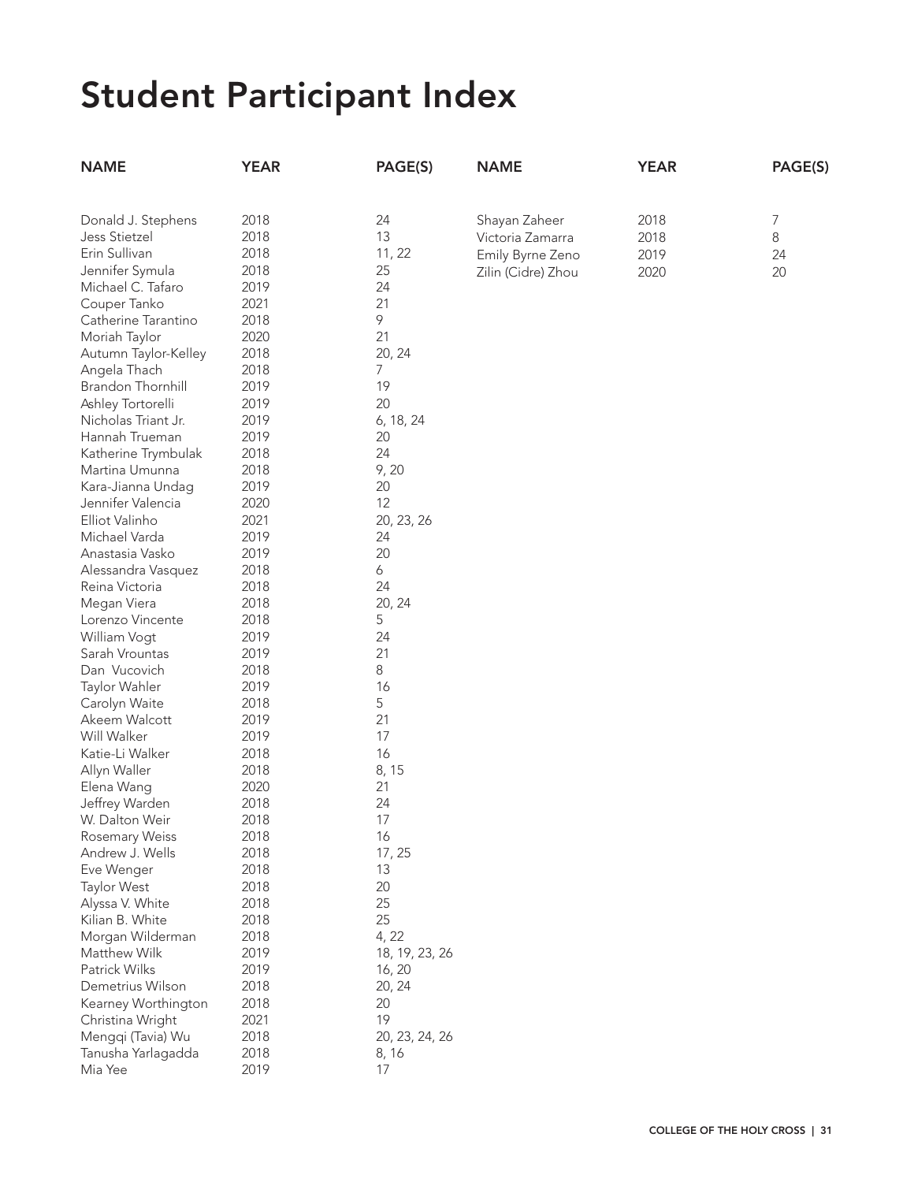# Student Participant Index

| NAME | YEAR | PAGE(S) |
|---|---|---|
| Donald J. Stephens | 2018 | 24 |
| Jess Stietzel | 2018 | 13 |
| Erin Sullivan | 2018 | 11, 22 |
| Jennifer Symula | 2018 | 25 |
| Michael C. Tafaro | 2019 | 24 |
| Couper Tanko | 2021 | 21 |
| Catherine Tarantino | 2018 | 9 |
| Moriah Taylor | 2020 | 21 |
| Autumn Taylor-Kelley | 2018 | 20, 24 |
| Angela Thach | 2018 | 7 |
| Brandon Thornhill | 2019 | 19 |
| Ashley Tortorelli | 2019 | 20 |
| Nicholas Triant Jr. | 2019 | 6, 18, 24 |
| Hannah Trueman | 2019 | 20 |
| Katherine Trymbulak | 2018 | 24 |
| Martina Umunna | 2018 | 9, 20 |
| Kara-Jianna Undag | 2019 | 20 |
| Jennifer Valencia | 2020 | 12 |
| Elliot Valinho | 2021 | 20, 23, 26 |
| Michael Varda | 2019 | 24 |
| Anastasia Vasko | 2019 | 20 |
| Alessandra Vasquez | 2018 | 6 |
| Reina Victoria | 2018 | 24 |
| Megan Viera | 2018 | 20, 24 |
| Lorenzo Vincente | 2018 | 5 |
| William Vogt | 2019 | 24 |
| Sarah Vrountas | 2019 | 21 |
| Dan Vucovich | 2018 | 8 |
| Taylor Wahler | 2019 | 16 |
| Carolyn Waite | 2018 | 5 |
| Akeem Walcott | 2019 | 21 |
| Will Walker | 2019 | 17 |
| Katie-Li Walker | 2018 | 16 |
| Allyn Waller | 2018 | 8, 15 |
| Elena Wang | 2020 | 21 |
| Jeffrey Warden | 2018 | 24 |
| W. Dalton Weir | 2018 | 17 |
| Rosemary Weiss | 2018 | 16 |
| Andrew J. Wells | 2018 | 17, 25 |
| Eve Wenger | 2018 | 13 |
| Taylor West | 2018 | 20 |
| Alyssa V. White | 2018 | 25 |
| Kilian B. White | 2018 | 25 |
| Morgan Wilderman | 2018 | 4, 22 |
| Matthew Wilk | 2019 | 18, 19, 23, 26 |
| Patrick Wilks | 2019 | 16, 20 |
| Demetrius Wilson | 2018 | 20, 24 |
| Kearney Worthington | 2018 | 20 |
| Christina Wright | 2021 | 19 |
| Mengqi (Tavia) Wu | 2018 | 20, 23, 24, 26 |
| Tanusha Yarlagadda | 2018 | 8, 16 |
| Mia Yee | 2019 | 17 |
| Shayan Zaheer | 2018 | 7 |
| Victoria Zamarra | 2018 | 8 |
| Emily Byrne Zeno | 2019 | 24 |
| Zilin (Cidre) Zhou | 2020 | 20 |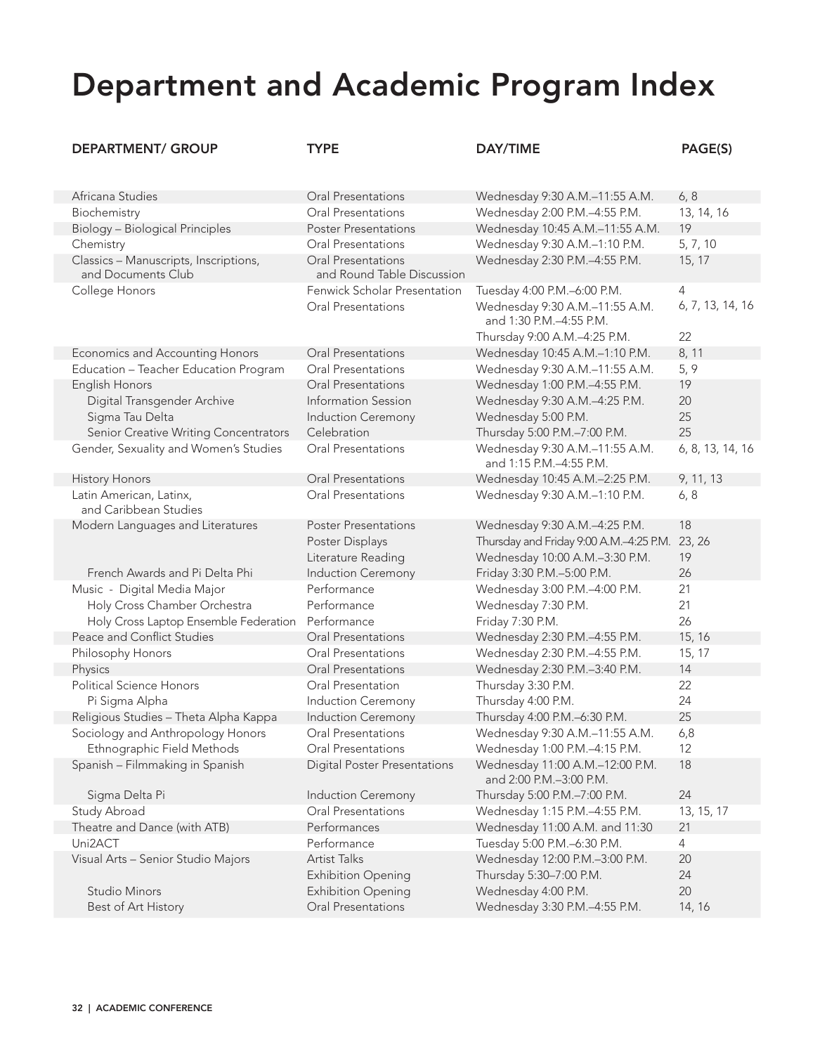# Department and Academic Program Index

| DEPARTMENT/ GROUP | TYPE | DAY/TIME | PAGE(S) |
|---|---|---|---|
| Africana Studies | Oral Presentations | Wednesday 9:30 A.M.–11:55 A.M. | 6, 8 |
| Biochemistry | Oral Presentations | Wednesday 2:00 P.M.–4:55 P.M. | 13, 14, 16 |
| Biology – Biological Principles | Poster Presentations | Wednesday 10:45 A.M.–11:55 A.M. | 19 |
| Chemistry | Oral Presentations | Wednesday 9:30 A.M.–1:10 P.M. | 5, 7, 10 |
| Classics – Manuscripts, Inscriptions, and Documents Club | Oral Presentations and Round Table Discussion | Wednesday 2:30 P.M.–4:55 P.M. | 15, 17 |
| College Honors | Fenwick Scholar Presentation | Tuesday 4:00 P.M.–6:00 P.M. | 4 |
| | Oral Presentations | Wednesday 9:30 A.M.–11:55 A.M. and 1:30 P.M.–4:55 P.M. | 6, 7, 13, 14, 16 |
| | | Thursday 9:00 A.M.–4:25 P.M. | 22 |
| Economics and Accounting Honors | Oral Presentations | Wednesday 10:45 A.M.–1:10 P.M. | 8, 11 |
| Education – Teacher Education Program | Oral Presentations | Wednesday 9:30 A.M.–11:55 A.M. | 5, 9 |
| English Honors | Oral Presentations | Wednesday 1:00 P.M.–4:55 P.M. | 19 |
| Digital Transgender Archive | Information Session | Wednesday 9:30 A.M.–4:25 P.M. | 20 |
| Sigma Tau Delta | Induction Ceremony | Wednesday 5:00 P.M. | 25 |
| Senior Creative Writing Concentrators | Celebration | Thursday 5:00 P.M.–7:00 P.M. | 25 |
| Gender, Sexuality and Women's Studies | Oral Presentations | Wednesday 9:30 A.M.–11:55 A.M. and 1:15 P.M.–4:55 P.M. | 6, 8, 13, 14, 16 |
| History Honors | Oral Presentations | Wednesday 10:45 A.M.–2:25 P.M. | 9, 11, 13 |
| Latin American, Latinx, and Caribbean Studies | Oral Presentations | Wednesday 9:30 A.M.–1:10 P.M. | 6, 8 |
| Modern Languages and Literatures | Poster Presentations | Wednesday 9:30 A.M.–4:25 P.M. | 18 |
| | Poster Displays | Thursday and Friday 9:00 A.M.–4:25 P.M. | 23, 26 |
| | Literature Reading | Wednesday 10:00 A.M.–3:30 P.M. | 19 |
| French Awards and Pi Delta Phi | Induction Ceremony | Friday 3:30 P.M.–5:00 P.M. | 26 |
| Music - Digital Media Major | Performance | Wednesday 3:00 P.M.–4:00 P.M. | 21 |
| Holy Cross Chamber Orchestra | Performance | Wednesday 7:30 P.M. | 21 |
| Holy Cross Laptop Ensemble Federation | Performance | Friday 7:30 P.M. | 26 |
| Peace and Conflict Studies | Oral Presentations | Wednesday 2:30 P.M.–4:55 P.M. | 15, 16 |
| Philosophy Honors | Oral Presentations | Wednesday 2:30 P.M.–4:55 P.M. | 15, 17 |
| Physics | Oral Presentations | Wednesday 2:30 P.M.–3:40 P.M. | 14 |
| Political Science Honors | Oral Presentation | Thursday 3:30 P.M. | 22 |
| Pi Sigma Alpha | Induction Ceremony | Thursday 4:00 P.M. | 24 |
| Religious Studies – Theta Alpha Kappa | Induction Ceremony | Thursday 4:00 P.M.–6:30 P.M. | 25 |
| Sociology and Anthropology Honors | Oral Presentations | Wednesday 9:30 A.M.–11:55 A.M. | 6,8 |
| Ethnographic Field Methods | Oral Presentations | Wednesday 1:00 P.M.–4:15 P.M. | 12 |
| Spanish – Filmmaking in Spanish | Digital Poster Presentations | Wednesday 11:00 A.M.–12:00 P.M. and 2:00 P.M.–3:00 P.M. | 18 |
| Sigma Delta Pi | Induction Ceremony | Thursday 5:00 P.M.–7:00 P.M. | 24 |
| Study Abroad | Oral Presentations | Wednesday 1:15 P.M.–4:55 P.M. | 13, 15, 17 |
| Theatre and Dance (with ATB) | Performances | Wednesday 11:00 A.M. and 11:30 | 21 |
| Uni2ACT | Performance | Tuesday 5:00 P.M.–6:30 P.M. | 4 |
| Visual Arts – Senior Studio Majors | Artist Talks | Wednesday 12:00 P.M.–3:00 P.M. | 20 |
| | Exhibition Opening | Thursday 5:30–7:00 P.M. | 24 |
| Studio Minors | Exhibition Opening | Wednesday 4:00 P.M. | 20 |
| Best of Art History | Oral Presentations | Wednesday 3:30 P.M.–4:55 P.M. | 14, 16 |